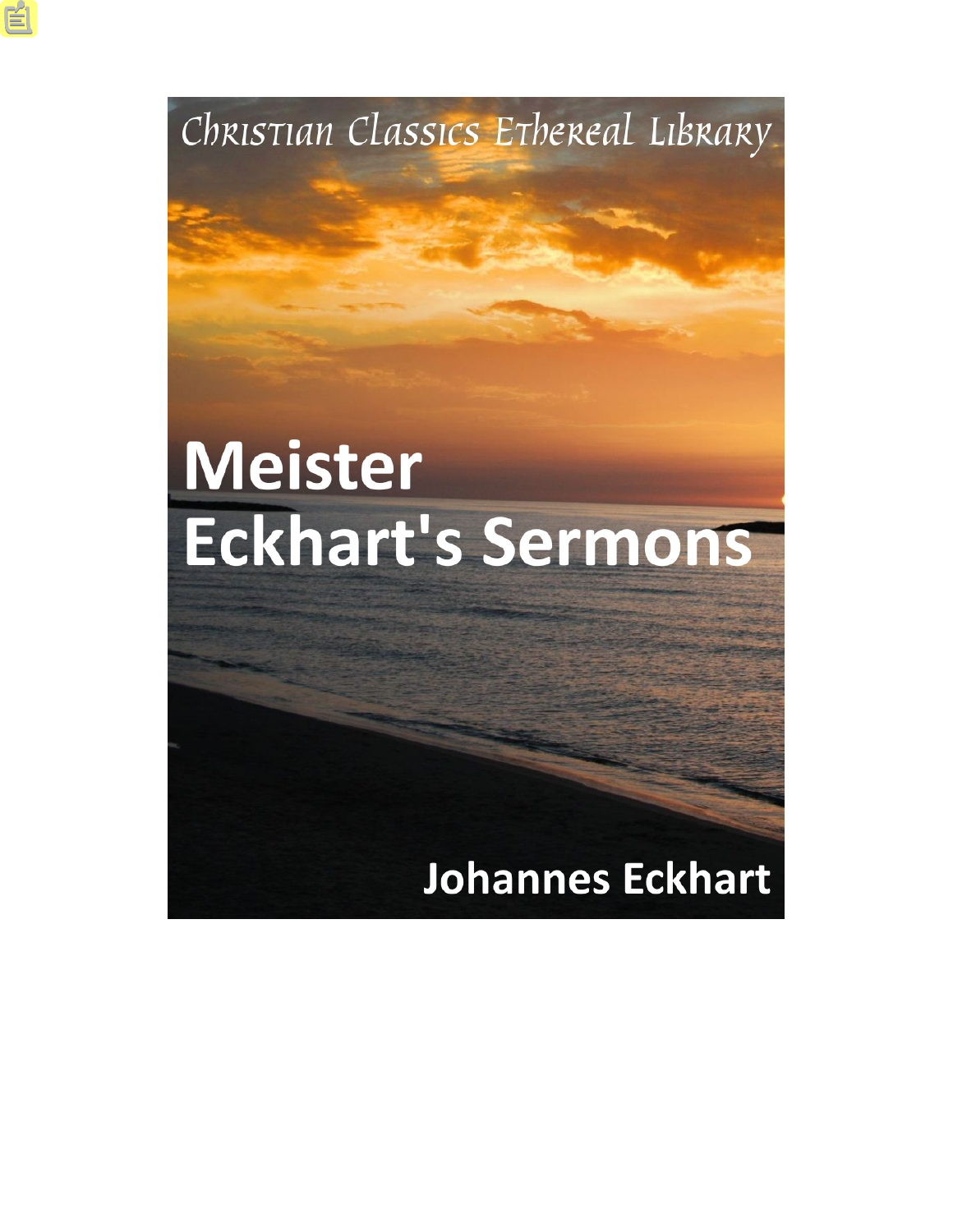Christian Classics Ethereal Library

# Meister Eckhart's Sermons

Johannes Eckhart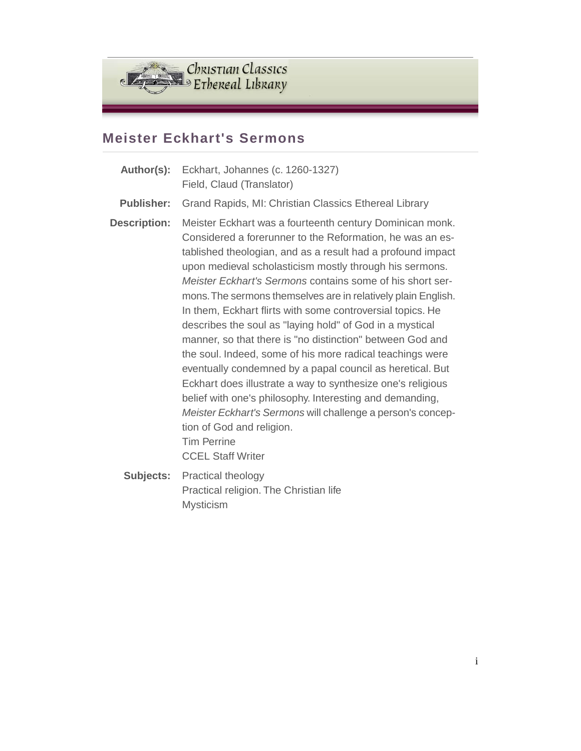# Meister Eckhart's Sermons

**Author(s):** Eckhart, Johannes (c. 1260-1327)
Field, Claud (Translator)

**Publisher:** Grand Rapids, MI: Christian Classics Ethereal Library

**Description:** Meister Eckhart was a fourteenth century Dominican monk. Considered a forerunner to the Reformation, he was an established theologian, and as a result had a profound impact upon medieval scholasticism mostly through his sermons. *Meister Eckhart's Sermons* contains some of his short sermons. The sermons themselves are in relatively plain English. In them, Eckhart flirts with some controversial topics. He describes the soul as "laying hold" of God in a mystical manner, so that there is "no distinction" between God and the soul. Indeed, some of his more radical teachings were eventually condemned by a papal council as heretical. But Eckhart does illustrate a way to synthesize one's religious belief with one's philosophy. Interesting and demanding, *Meister Eckhart's Sermons* will challenge a person's conception of God and religion.
Tim Perrine
CCEL Staff Writer

**Subjects:** Practical theology
Practical religion. The Christian life
Mysticism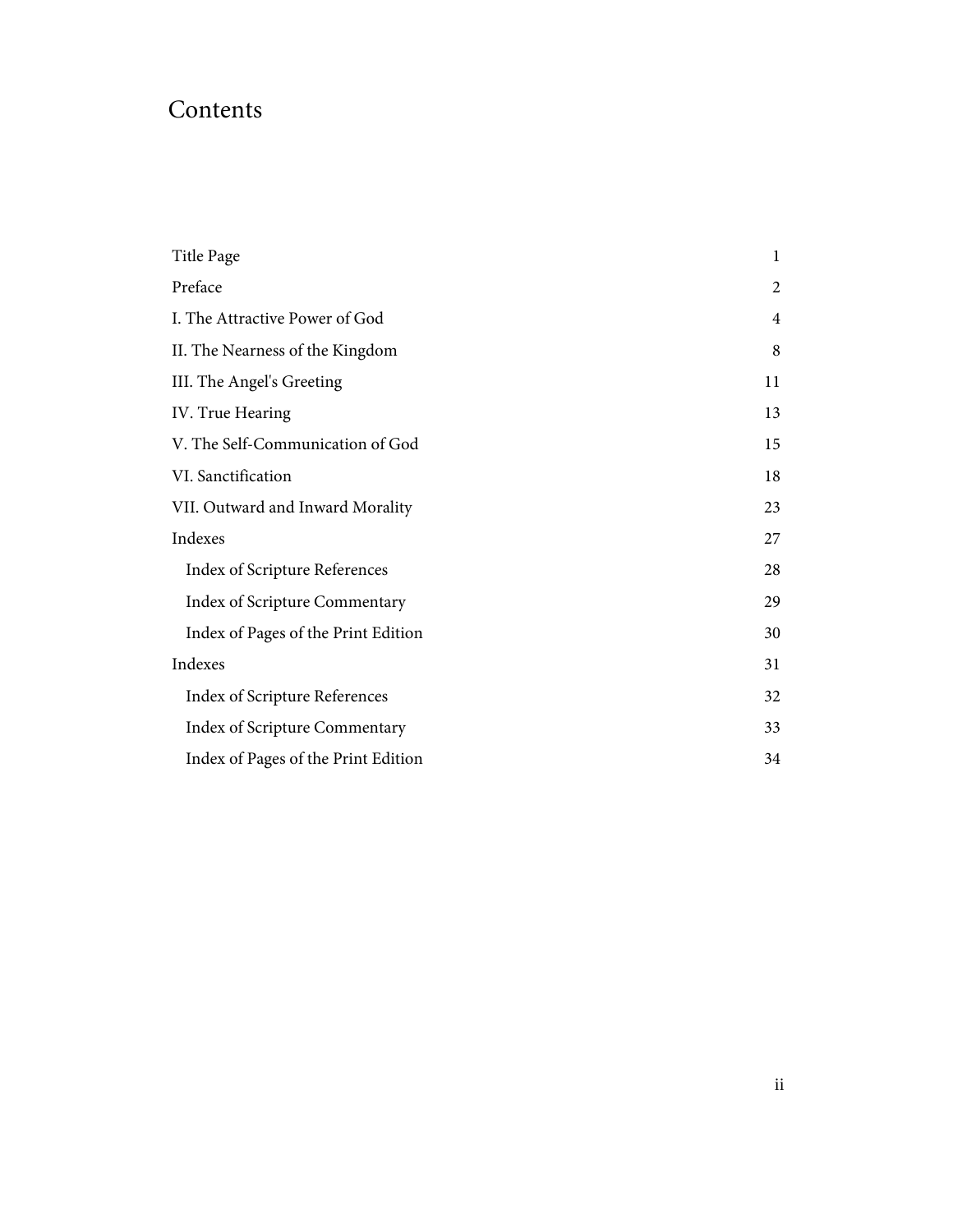# Contents

| | |
|---|---|
| Title Page | 1 |
| Preface | 2 |
| I. The Attractive Power of God | 4 |
| II. The Nearness of the Kingdom | 8 |
| III. The Angel's Greeting | 11 |
| IV. True Hearing | 13 |
| V. The Self-Communication of God | 15 |
| VI. Sanctification | 18 |
| VII. Outward and Inward Morality | 23 |
| Indexes | 27 |
| Index of Scripture References | 28 |
| Index of Scripture Commentary | 29 |
| Index of Pages of the Print Edition | 30 |
| Indexes | 31 |
| Index of Scripture References | 32 |
| Index of Scripture Commentary | 33 |
| Index of Pages of the Print Edition | 34 |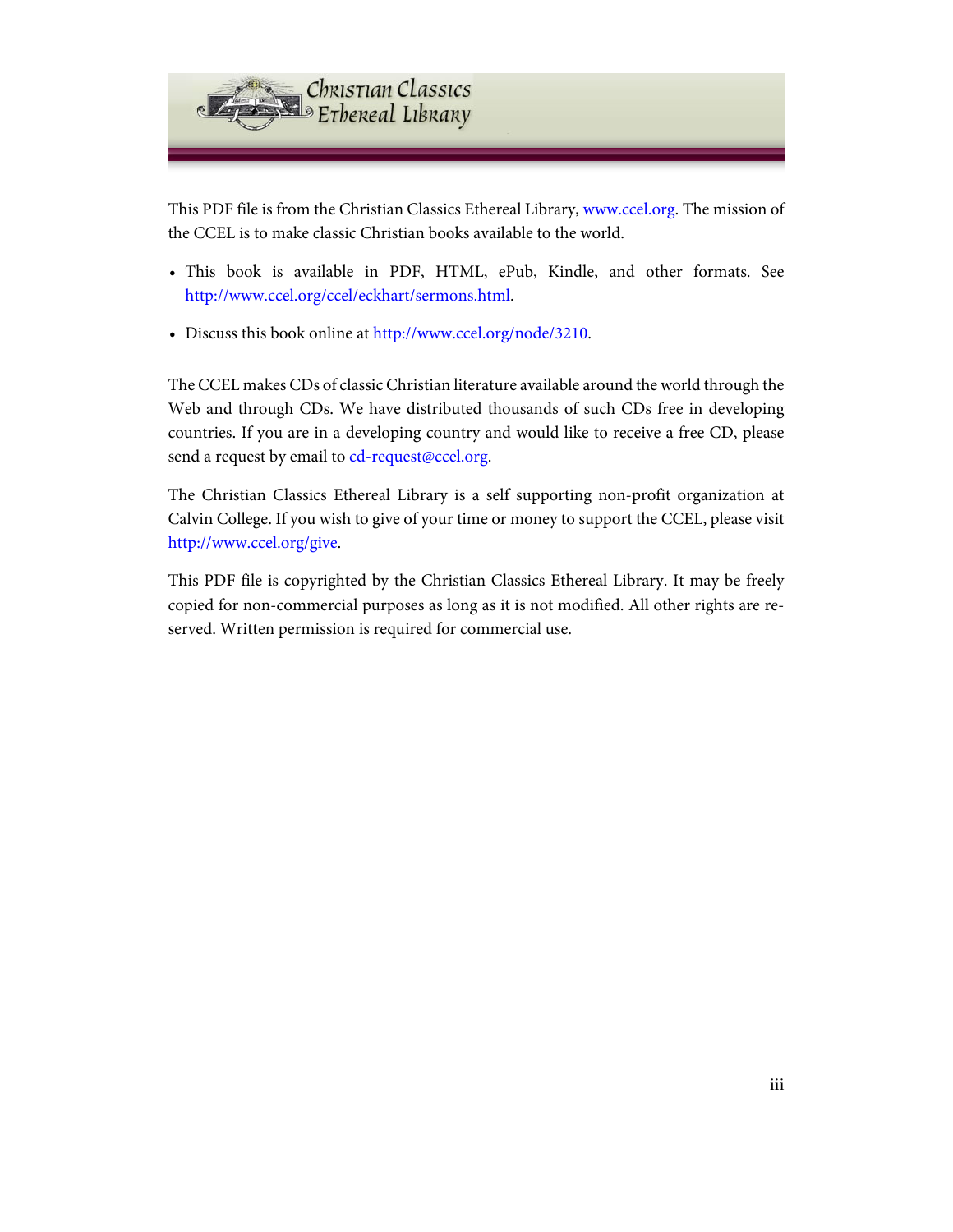This PDF file is from the Christian Classics Ethereal Library, www.ccel.org. The mission of the CCEL is to make classic Christian books available to the world.

- This book is available in PDF, HTML, ePub, Kindle, and other formats. See http://www.ccel.org/ccel/eckhart/sermons.html.
- Discuss this book online at http://www.ccel.org/node/3210.

The CCEL makes CDs of classic Christian literature available around the world through the Web and through CDs. We have distributed thousands of such CDs free in developing countries. If you are in a developing country and would like to receive a free CD, please send a request by email to cd-request@ccel.org.

The Christian Classics Ethereal Library is a self supporting non-profit organization at Calvin College. If you wish to give of your time or money to support the CCEL, please visit http://www.ccel.org/give.

This PDF file is copyrighted by the Christian Classics Ethereal Library. It may be freely copied for non-commercial purposes as long as it is not modified. All other rights are reserved. Written permission is required for commercial use.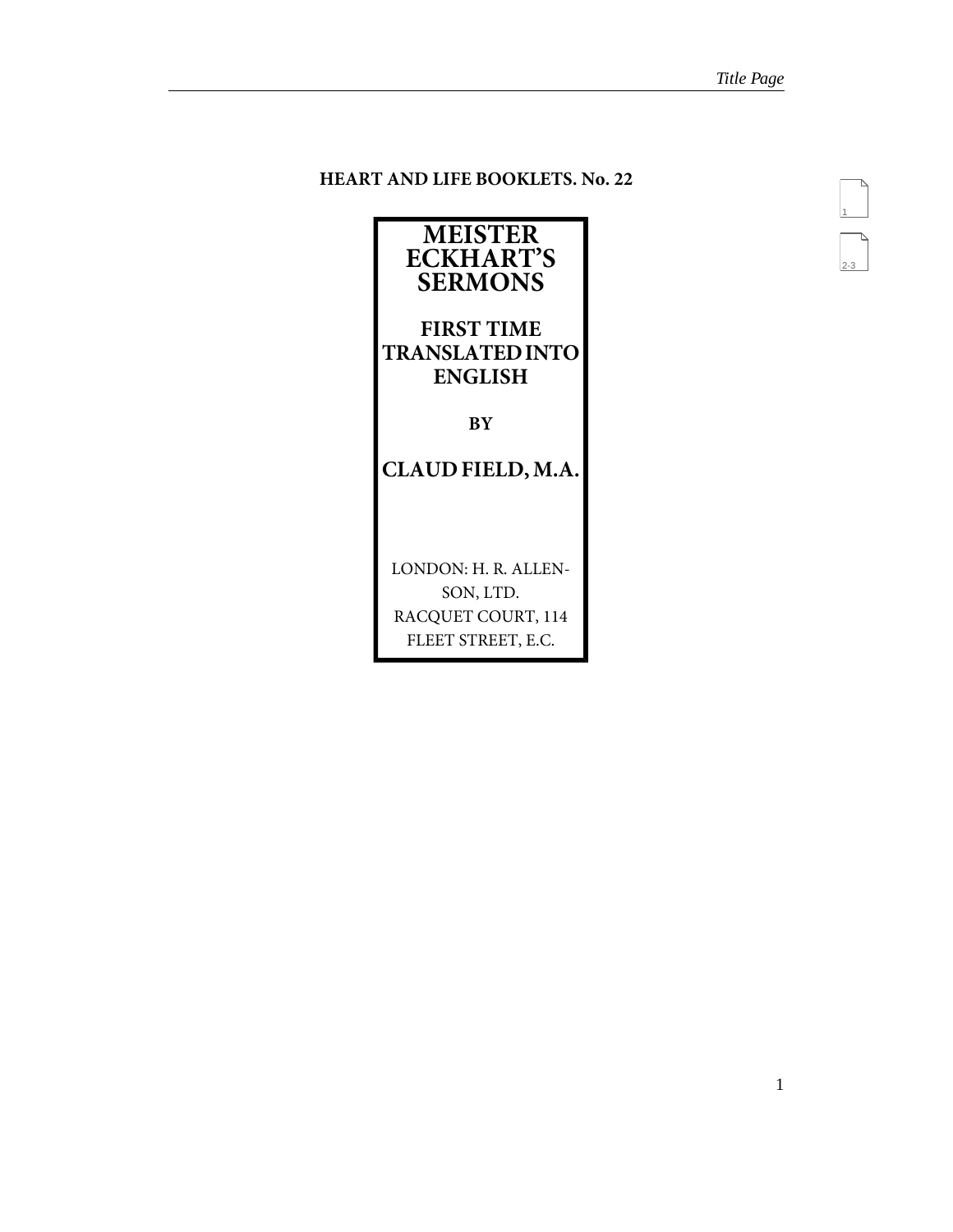**HEART AND LIFE BOOKLETS. No. 22**

# MEISTER ECKHART'S SERMONS

## FIRST TIME TRANSLATED INTO ENGLISH

**BY**

## CLAUD FIELD, M.A.

LONDON: H. R. ALLENSON, LTD.
RACQUET COURT, 114
FLEET STREET, E.C.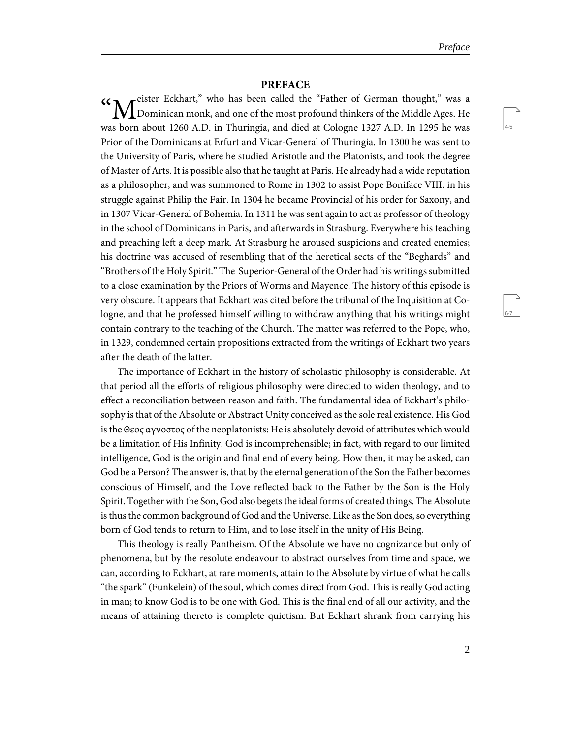# PREFACE

"Meister Eckhart," who has been called the "Father of German thought," was a Dominican monk, and one of the most profound thinkers of the Middle Ages. He was born about 1260 A.D. in Thuringia, and died at Cologne 1327 A.D. In 1295 he was Prior of the Dominicans at Erfurt and Vicar-General of Thuringia. In 1300 he was sent to the University of Paris, where he studied Aristotle and the Platonists, and took the degree of Master of Arts. It is possible also that he taught at Paris. He already had a wide reputation as a philosopher, and was summoned to Rome in 1302 to assist Pope Boniface VIII. in his struggle against Philip the Fair. In 1304 he became Provincial of his order for Saxony, and in 1307 Vicar-General of Bohemia. In 1311 he was sent again to act as professor of theology in the school of Dominicans in Paris, and afterwards in Strasburg. Everywhere his teaching and preaching left a deep mark. At Strasburg he aroused suspicions and created enemies; his doctrine was accused of resembling that of the heretical sects of the "Beghards" and "Brothers of the Holy Spirit." The Superior-General of the Order had his writings submitted to a close examination by the Priors of Worms and Mayence. The history of this episode is very obscure. It appears that Eckhart was cited before the tribunal of the Inquisition at Cologne, and that he professed himself willing to withdraw anything that his writings might contain contrary to the teaching of the Church. The matter was referred to the Pope, who, in 1329, condemned certain propositions extracted from the writings of Eckhart two years after the death of the latter.

The importance of Eckhart in the history of scholastic philosophy is considerable. At that period all the efforts of religious philosophy were directed to widen theology, and to effect a reconciliation between reason and faith. The fundamental idea of Eckhart's philosophy is that of the Absolute or Abstract Unity conceived as the sole real existence. His God is the Θεος αγνοστος of the neoplatonists: He is absolutely devoid of attributes which would be a limitation of His Infinity. God is incomprehensible; in fact, with regard to our limited intelligence, God is the origin and final end of every being. How then, it may be asked, can God be a Person? The answer is, that by the eternal generation of the Son the Father becomes conscious of Himself, and the Love reflected back to the Father by the Son is the Holy Spirit. Together with the Son, God also begets the ideal forms of created things. The Absolute is thus the common background of God and the Universe. Like as the Son does, so everything born of God tends to return to Him, and to lose itself in the unity of His Being.

This theology is really Pantheism. Of the Absolute we have no cognizance but only of phenomena, but by the resolute endeavour to abstract ourselves from time and space, we can, according to Eckhart, at rare moments, attain to the Absolute by virtue of what he calls "the spark" (Funkelein) of the soul, which comes direct from God. This is really God acting in man; to know God is to be one with God. This is the final end of all our activity, and the means of attaining thereto is complete quietism. But Eckhart shrank from carrying his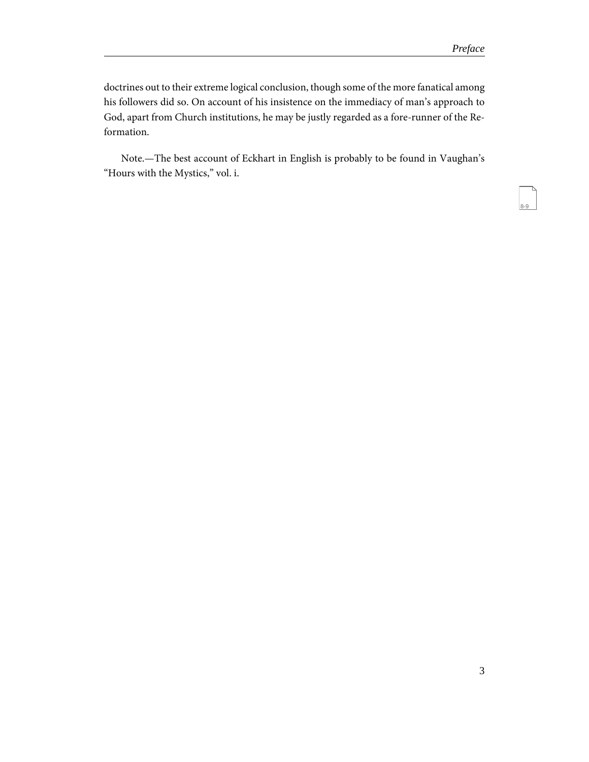doctrines out to their extreme logical conclusion, though some of the more fanatical among his followers did so. On account of his insistence on the immediacy of man's approach to God, apart from Church institutions, he may be justly regarded as a fore-runner of the Reformation.

Note.—The best account of Eckhart in English is probably to be found in Vaughan's "Hours with the Mystics," vol. i.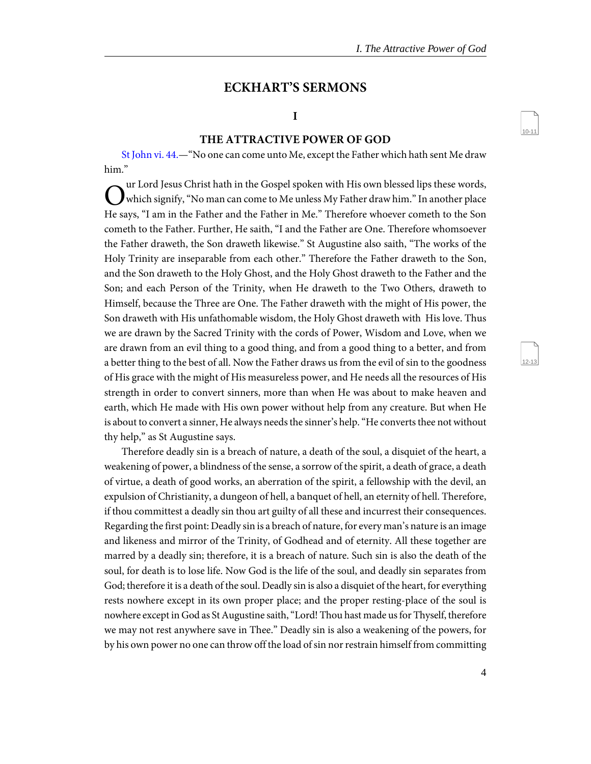# ECKHART'S SERMONS

## I

## THE ATTRACTIVE POWER OF GOD

St John vi. 44.—"No one can come unto Me, except the Father which hath sent Me draw him."

Our Lord Jesus Christ hath in the Gospel spoken with His own blessed lips these words, which signify, "No man can come to Me unless My Father draw him." In another place He says, "I am in the Father and the Father in Me." Therefore whoever cometh to the Son cometh to the Father. Further, He saith, "I and the Father are One. Therefore whomsoever the Father draweth, the Son draweth likewise." St Augustine also saith, "The works of the Holy Trinity are inseparable from each other." Therefore the Father draweth to the Son, and the Son draweth to the Holy Ghost, and the Holy Ghost draweth to the Father and the Son; and each Person of the Trinity, when He draweth to the Two Others, draweth to Himself, because the Three are One. The Father draweth with the might of His power, the Son draweth with His unfathomable wisdom, the Holy Ghost draweth with His love. Thus we are drawn by the Sacred Trinity with the cords of Power, Wisdom and Love, when we are drawn from an evil thing to a good thing, and from a good thing to a better, and from a better thing to the best of all. Now the Father draws us from the evil of sin to the goodness of His grace with the might of His measureless power, and He needs all the resources of His strength in order to convert sinners, more than when He was about to make heaven and earth, which He made with His own power without help from any creature. But when He is about to convert a sinner, He always needs the sinner's help. "He converts thee not without thy help," as St Augustine says.

Therefore deadly sin is a breach of nature, a death of the soul, a disquiet of the heart, a weakening of power, a blindness of the sense, a sorrow of the spirit, a death of grace, a death of virtue, a death of good works, an aberration of the spirit, a fellowship with the devil, an expulsion of Christianity, a dungeon of hell, a banquet of hell, an eternity of hell. Therefore, if thou committest a deadly sin thou art guilty of all these and incurrest their consequences. Regarding the first point: Deadly sin is a breach of nature, for every man's nature is an image and likeness and mirror of the Trinity, of Godhead and of eternity. All these together are marred by a deadly sin; therefore, it is a breach of nature. Such sin is also the death of the soul, for death is to lose life. Now God is the life of the soul, and deadly sin separates from God; therefore it is a death of the soul. Deadly sin is also a disquiet of the heart, for everything rests nowhere except in its own proper place; and the proper resting-place of the soul is nowhere except in God as St Augustine saith, "Lord! Thou hast made us for Thyself, therefore we may not rest anywhere save in Thee." Deadly sin is also a weakening of the powers, for by his own power no one can throw off the load of sin nor restrain himself from committing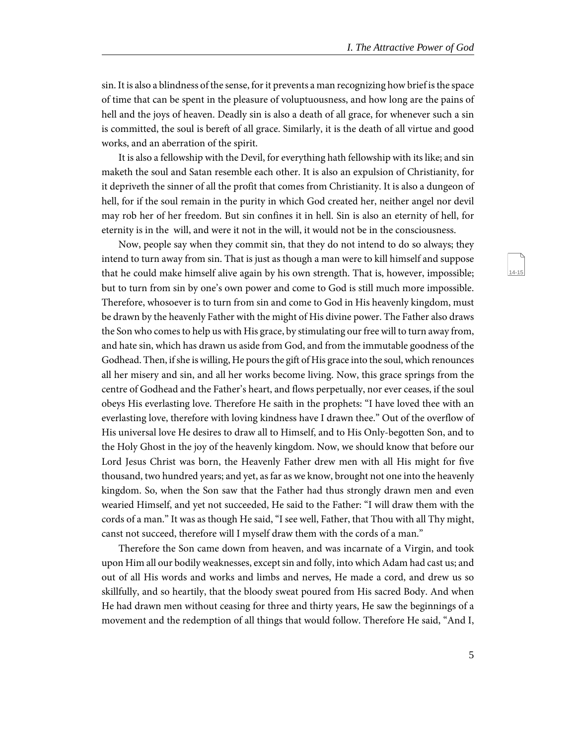sin. It is also a blindness of the sense, for it prevents a man recognizing how brief is the space of time that can be spent in the pleasure of voluptuousness, and how long are the pains of hell and the joys of heaven. Deadly sin is also a death of all grace, for whenever such a sin is committed, the soul is bereft of all grace. Similarly, it is the death of all virtue and good works, and an aberration of the spirit.

It is also a fellowship with the Devil, for everything hath fellowship with its like; and sin maketh the soul and Satan resemble each other. It is also an expulsion of Christianity, for it depriveth the sinner of all the profit that comes from Christianity. It is also a dungeon of hell, for if the soul remain in the purity in which God created her, neither angel nor devil may rob her of her freedom. But sin confines it in hell. Sin is also an eternity of hell, for eternity is in the will, and were it not in the will, it would not be in the consciousness.

Now, people say when they commit sin, that they do not intend to do so always; they intend to turn away from sin. That is just as though a man were to kill himself and suppose that he could make himself alive again by his own strength. That is, however, impossible; but to turn from sin by one's own power and come to God is still much more impossible. Therefore, whosoever is to turn from sin and come to God in His heavenly kingdom, must be drawn by the heavenly Father with the might of His divine power. The Father also draws the Son who comes to help us with His grace, by stimulating our free will to turn away from, and hate sin, which has drawn us aside from God, and from the immutable goodness of the Godhead. Then, if she is willing, He pours the gift of His grace into the soul, which renounces all her misery and sin, and all her works become living. Now, this grace springs from the centre of Godhead and the Father's heart, and flows perpetually, nor ever ceases, if the soul obeys His everlasting love. Therefore He saith in the prophets: "I have loved thee with an everlasting love, therefore with loving kindness have I drawn thee." Out of the overflow of His universal love He desires to draw all to Himself, and to His Only-begotten Son, and to the Holy Ghost in the joy of the heavenly kingdom. Now, we should know that before our Lord Jesus Christ was born, the Heavenly Father drew men with all His might for five thousand, two hundred years; and yet, as far as we know, brought not one into the heavenly kingdom. So, when the Son saw that the Father had thus strongly drawn men and even wearied Himself, and yet not succeeded, He said to the Father: "I will draw them with the cords of a man." It was as though He said, "I see well, Father, that Thou with all Thy might, canst not succeed, therefore will I myself draw them with the cords of a man."

Therefore the Son came down from heaven, and was incarnate of a Virgin, and took upon Him all our bodily weaknesses, except sin and folly, into which Adam had cast us; and out of all His words and works and limbs and nerves, He made a cord, and drew us so skillfully, and so heartily, that the bloody sweat poured from His sacred Body. And when He had drawn men without ceasing for three and thirty years, He saw the beginnings of a movement and the redemption of all things that would follow. Therefore He said, "And I,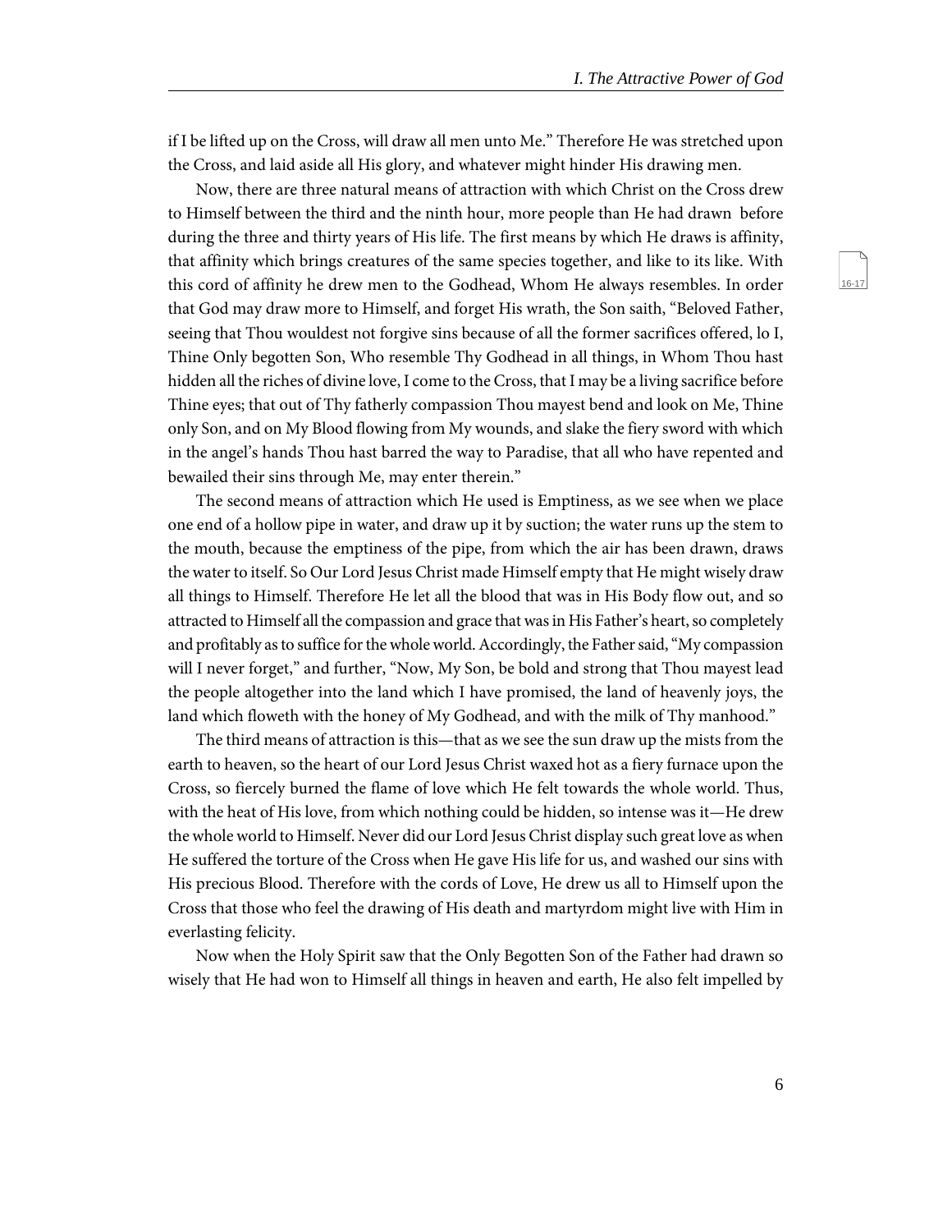if I be lifted up on the Cross, will draw all men unto Me." Therefore He was stretched upon the Cross, and laid aside all His glory, and whatever might hinder His drawing men.

Now, there are three natural means of attraction with which Christ on the Cross drew to Himself between the third and the ninth hour, more people than He had drawn before during the three and thirty years of His life. The first means by which He draws is affinity, that affinity which brings creatures of the same species together, and like to its like. With this cord of affinity he drew men to the Godhead, Whom He always resembles. In order that God may draw more to Himself, and forget His wrath, the Son saith, "Beloved Father, seeing that Thou wouldest not forgive sins because of all the former sacrifices offered, lo I, Thine Only begotten Son, Who resemble Thy Godhead in all things, in Whom Thou hast hidden all the riches of divine love, I come to the Cross, that I may be a living sacrifice before Thine eyes; that out of Thy fatherly compassion Thou mayest bend and look on Me, Thine only Son, and on My Blood flowing from My wounds, and slake the fiery sword with which in the angel's hands Thou hast barred the way to Paradise, that all who have repented and bewailed their sins through Me, may enter therein."

The second means of attraction which He used is Emptiness, as we see when we place one end of a hollow pipe in water, and draw up it by suction; the water runs up the stem to the mouth, because the emptiness of the pipe, from which the air has been drawn, draws the water to itself. So Our Lord Jesus Christ made Himself empty that He might wisely draw all things to Himself. Therefore He let all the blood that was in His Body flow out, and so attracted to Himself all the compassion and grace that was in His Father's heart, so completely and profitably as to suffice for the whole world. Accordingly, the Father said, "My compassion will I never forget," and further, "Now, My Son, be bold and strong that Thou mayest lead the people altogether into the land which I have promised, the land of heavenly joys, the land which floweth with the honey of My Godhead, and with the milk of Thy manhood."

The third means of attraction is this—that as we see the sun draw up the mists from the earth to heaven, so the heart of our Lord Jesus Christ waxed hot as a fiery furnace upon the Cross, so fiercely burned the flame of love which He felt towards the whole world. Thus, with the heat of His love, from which nothing could be hidden, so intense was it—He drew the whole world to Himself. Never did our Lord Jesus Christ display such great love as when He suffered the torture of the Cross when He gave His life for us, and washed our sins with His precious Blood. Therefore with the cords of Love, He drew us all to Himself upon the Cross that those who feel the drawing of His death and martyrdom might live with Him in everlasting felicity.

Now when the Holy Spirit saw that the Only Begotten Son of the Father had drawn so wisely that He had won to Himself all things in heaven and earth, He also felt impelled by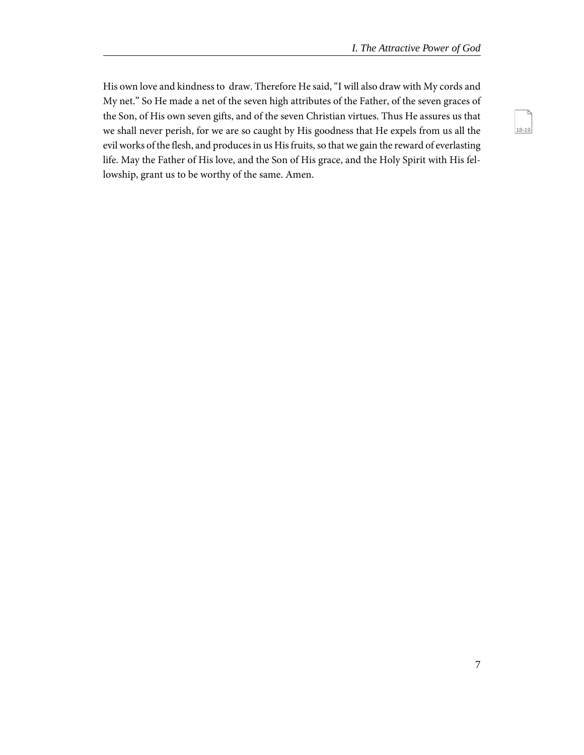His own love and kindness to draw. Therefore He said, “I will also draw with My cords and My net.” So He made a net of the seven high attributes of the Father, of the seven graces of the Son, of His own seven gifts, and of the seven Christian virtues. Thus He assures us that we shall never perish, for we are so caught by His goodness that He expels from us all the evil works of the flesh, and produces in us His fruits, so that we gain the reward of everlasting life. May the Father of His love, and the Son of His grace, and the Holy Spirit with His fellowship, grant us to be worthy of the same. Amen.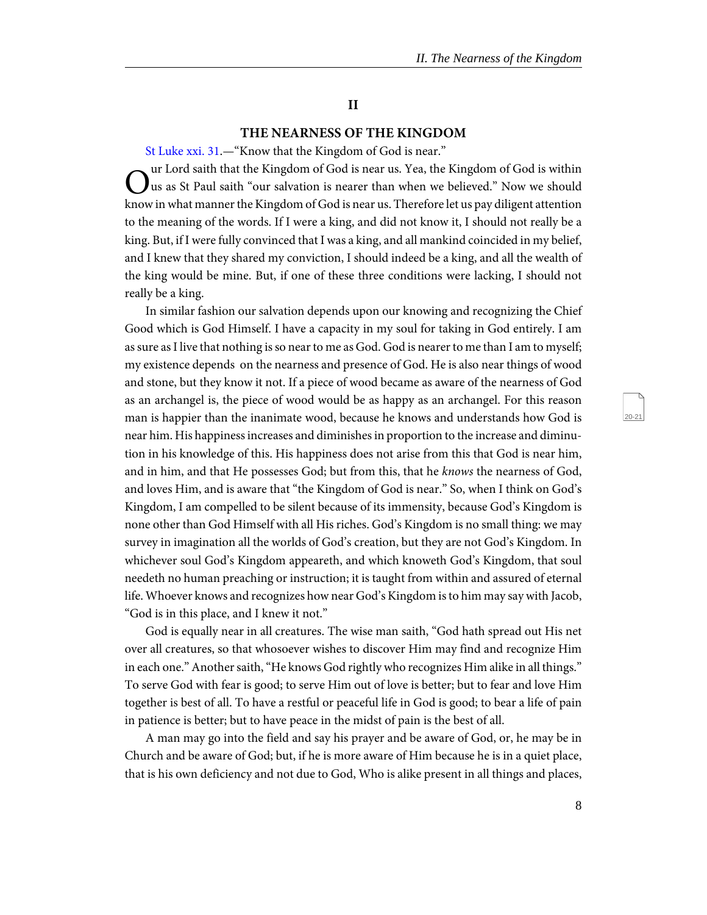## II

## THE NEARNESS OF THE KINGDOM

St Luke xxi. 31.—"Know that the Kingdom of God is near."

Our Lord saith that the Kingdom of God is near us. Yea, the Kingdom of God is within us as St Paul saith "our salvation is nearer than when we believed." Now we should know in what manner the Kingdom of God is near us. Therefore let us pay diligent attention to the meaning of the words. If I were a king, and did not know it, I should not really be a king. But, if I were fully convinced that I was a king, and all mankind coincided in my belief, and I knew that they shared my conviction, I should indeed be a king, and all the wealth of the king would be mine. But, if one of these three conditions were lacking, I should not really be a king.

In similar fashion our salvation depends upon our knowing and recognizing the Chief Good which is God Himself. I have a capacity in my soul for taking in God entirely. I am as sure as I live that nothing is so near to me as God. God is nearer to me than I am to myself; my existence depends on the nearness and presence of God. He is also near things of wood and stone, but they know it not. If a piece of wood became as aware of the nearness of God as an archangel is, the piece of wood would be as happy as an archangel. For this reason man is happier than the inanimate wood, because he knows and understands how God is near him. His happiness increases and diminishes in proportion to the increase and diminution in his knowledge of this. His happiness does not arise from this that God is near him, and in him, and that He possesses God; but from this, that he *knows* the nearness of God, and loves Him, and is aware that "the Kingdom of God is near." So, when I think on God's Kingdom, I am compelled to be silent because of its immensity, because God's Kingdom is none other than God Himself with all His riches. God's Kingdom is no small thing: we may survey in imagination all the worlds of God's creation, but they are not God's Kingdom. In whichever soul God's Kingdom appeareth, and which knoweth God's Kingdom, that soul needeth no human preaching or instruction; it is taught from within and assured of eternal life. Whoever knows and recognizes how near God's Kingdom is to him may say with Jacob, "God is in this place, and I knew it not."

God is equally near in all creatures. The wise man saith, "God hath spread out His net over all creatures, so that whosoever wishes to discover Him may find and recognize Him in each one." Another saith, "He knows God rightly who recognizes Him alike in all things." To serve God with fear is good; to serve Him out of love is better; but to fear and love Him together is best of all. To have a restful or peaceful life in God is good; to bear a life of pain in patience is better; but to have peace in the midst of pain is the best of all.

A man may go into the field and say his prayer and be aware of God, or, he may be in Church and be aware of God; but, if he is more aware of Him because he is in a quiet place, that is his own deficiency and not due to God, Who is alike present in all things and places,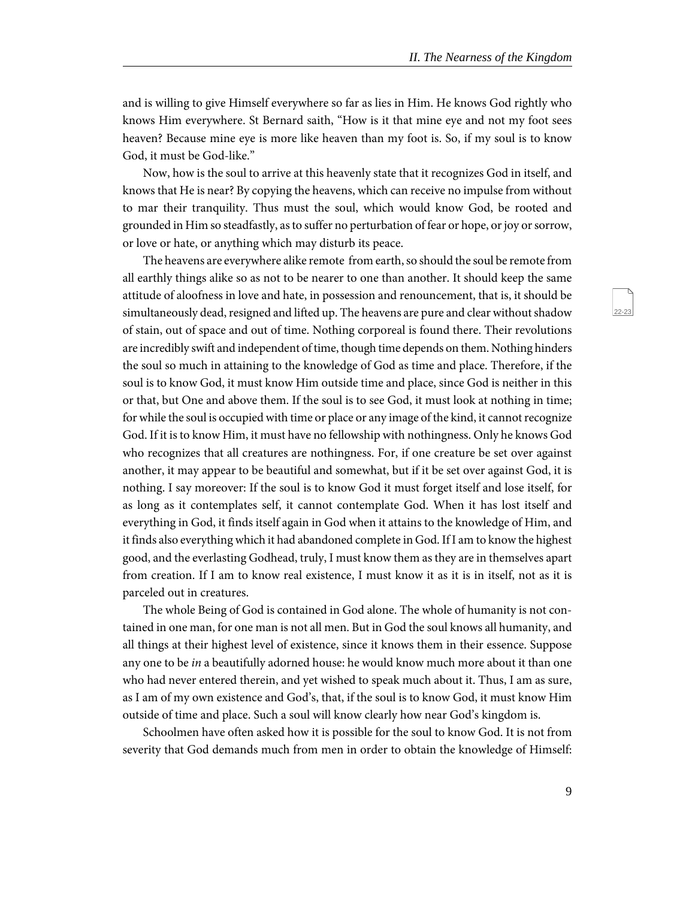and is willing to give Himself everywhere so far as lies in Him. He knows God rightly who knows Him everywhere. St Bernard saith, "How is it that mine eye and not my foot sees heaven? Because mine eye is more like heaven than my foot is. So, if my soul is to know God, it must be God-like."

Now, how is the soul to arrive at this heavenly state that it recognizes God in itself, and knows that He is near? By copying the heavens, which can receive no impulse from without to mar their tranquility. Thus must the soul, which would know God, be rooted and grounded in Him so steadfastly, as to suffer no perturbation of fear or hope, or joy or sorrow, or love or hate, or anything which may disturb its peace.

The heavens are everywhere alike remote from earth, so should the soul be remote from all earthly things alike so as not to be nearer to one than another. It should keep the same attitude of aloofness in love and hate, in possession and renouncement, that is, it should be simultaneously dead, resigned and lifted up. The heavens are pure and clear without shadow of stain, out of space and out of time. Nothing corporeal is found there. Their revolutions are incredibly swift and independent of time, though time depends on them. Nothing hinders the soul so much in attaining to the knowledge of God as time and place. Therefore, if the soul is to know God, it must know Him outside time and place, since God is neither in this or that, but One and above them. If the soul is to see God, it must look at nothing in time; for while the soul is occupied with time or place or any image of the kind, it cannot recognize God. If it is to know Him, it must have no fellowship with nothingness. Only he knows God who recognizes that all creatures are nothingness. For, if one creature be set over against another, it may appear to be beautiful and somewhat, but if it be set over against God, it is nothing. I say moreover: If the soul is to know God it must forget itself and lose itself, for as long as it contemplates self, it cannot contemplate God. When it has lost itself and everything in God, it finds itself again in God when it attains to the knowledge of Him, and it finds also everything which it had abandoned complete in God. If I am to know the highest good, and the everlasting Godhead, truly, I must know them as they are in themselves apart from creation. If I am to know real existence, I must know it as it is in itself, not as it is parceled out in creatures.

The whole Being of God is contained in God alone. The whole of humanity is not contained in one man, for one man is not all men. But in God the soul knows all humanity, and all things at their highest level of existence, since it knows them in their essence. Suppose any one to be *in* a beautifully adorned house: he would know much more about it than one who had never entered therein, and yet wished to speak much about it. Thus, I am as sure, as I am of my own existence and God's, that, if the soul is to know God, it must know Him outside of time and place. Such a soul will know clearly how near God's kingdom is.

Schoolmen have often asked how it is possible for the soul to know God. It is not from severity that God demands much from men in order to obtain the knowledge of Himself: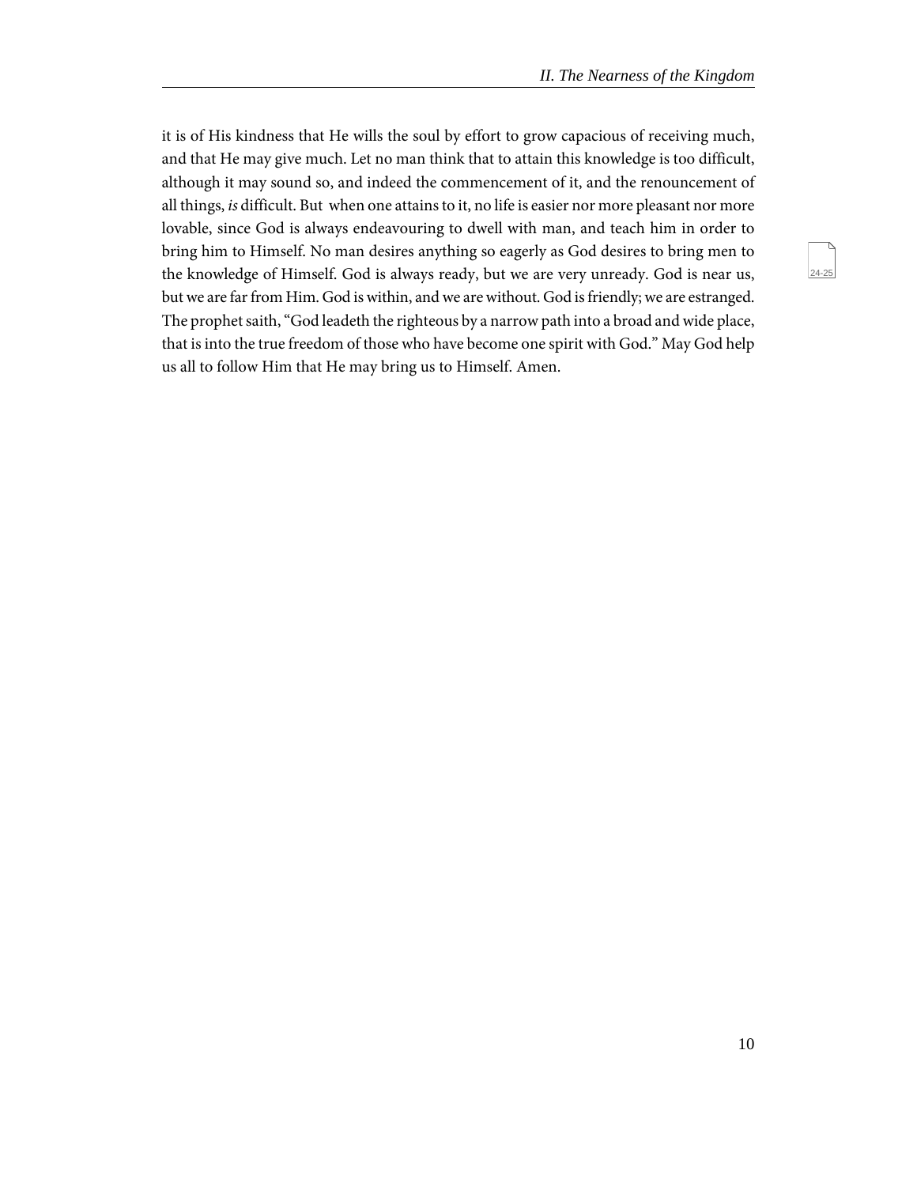it is of His kindness that He wills the soul by effort to grow capacious of receiving much, and that He may give much. Let no man think that to attain this knowledge is too difficult, although it may sound so, and indeed the commencement of it, and the renouncement of all things, *is* difficult. But when one attains to it, no life is easier nor more pleasant nor more lovable, since God is always endeavouring to dwell with man, and teach him in order to bring him to Himself. No man desires anything so eagerly as God desires to bring men to the knowledge of Himself. God is always ready, but we are very unready. God is near us, but we are far from Him. God is within, and we are without. God is friendly; we are estranged. The prophet saith, "God leadeth the righteous by a narrow path into a broad and wide place, that is into the true freedom of those who have become one spirit with God." May God help us all to follow Him that He may bring us to Himself. Amen.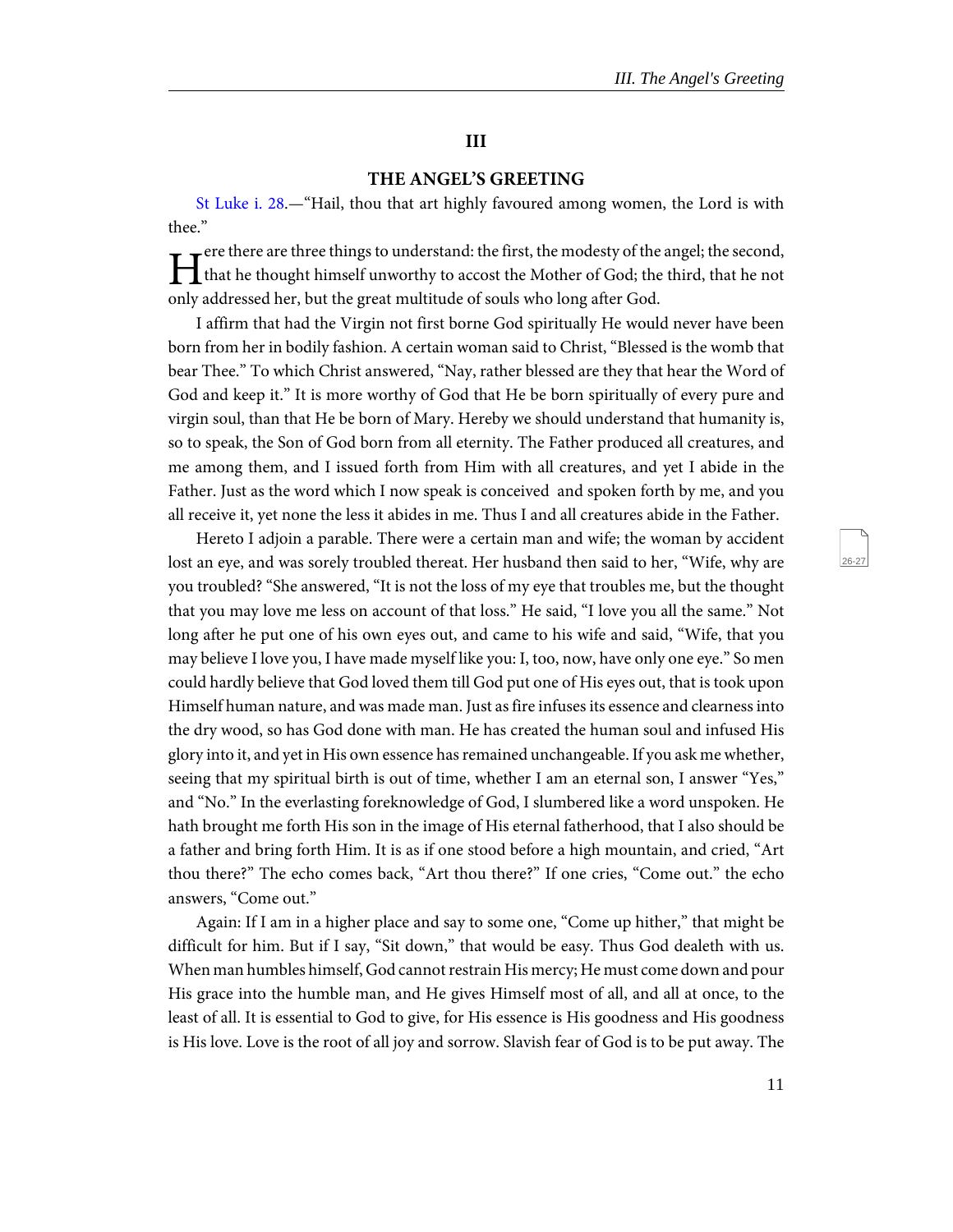## III

## THE ANGEL'S GREETING

St Luke i. 28.—"Hail, thou that art highly favoured among women, the Lord is with thee."

Here there are three things to understand: the first, the modesty of the angel; the second, that he thought himself unworthy to accost the Mother of God; the third, that he not only addressed her, but the great multitude of souls who long after God.

I affirm that had the Virgin not first borne God spiritually He would never have been born from her in bodily fashion. A certain woman said to Christ, "Blessed is the womb that bear Thee." To which Christ answered, "Nay, rather blessed are they that hear the Word of God and keep it." It is more worthy of God that He be born spiritually of every pure and virgin soul, than that He be born of Mary. Hereby we should understand that humanity is, so to speak, the Son of God born from all eternity. The Father produced all creatures, and me among them, and I issued forth from Him with all creatures, and yet I abide in the Father. Just as the word which I now speak is conceived and spoken forth by me, and you all receive it, yet none the less it abides in me. Thus I and all creatures abide in the Father.

Hereto I adjoin a parable. There were a certain man and wife; the woman by accident lost an eye, and was sorely troubled thereat. Her husband then said to her, "Wife, why are you troubled? "She answered, "It is not the loss of my eye that troubles me, but the thought that you may love me less on account of that loss." He said, "I love you all the same." Not long after he put one of his own eyes out, and came to his wife and said, "Wife, that you may believe I love you, I have made myself like you: I, too, now, have only one eye." So men could hardly believe that God loved them till God put one of His eyes out, that is took upon Himself human nature, and was made man. Just as fire infuses its essence and clearness into the dry wood, so has God done with man. He has created the human soul and infused His glory into it, and yet in His own essence has remained unchangeable. If you ask me whether, seeing that my spiritual birth is out of time, whether I am an eternal son, I answer "Yes," and "No." In the everlasting foreknowledge of God, I slumbered like a word unspoken. He hath brought me forth His son in the image of His eternal fatherhood, that I also should be a father and bring forth Him. It is as if one stood before a high mountain, and cried, "Art thou there?" The echo comes back, "Art thou there?" If one cries, "Come out." the echo answers, "Come out."

Again: If I am in a higher place and say to some one, "Come up hither," that might be difficult for him. But if I say, "Sit down," that would be easy. Thus God dealeth with us. When man humbles himself, God cannot restrain His mercy; He must come down and pour His grace into the humble man, and He gives Himself most of all, and all at once, to the least of all. It is essential to God to give, for His essence is His goodness and His goodness is His love. Love is the root of all joy and sorrow. Slavish fear of God is to be put away. The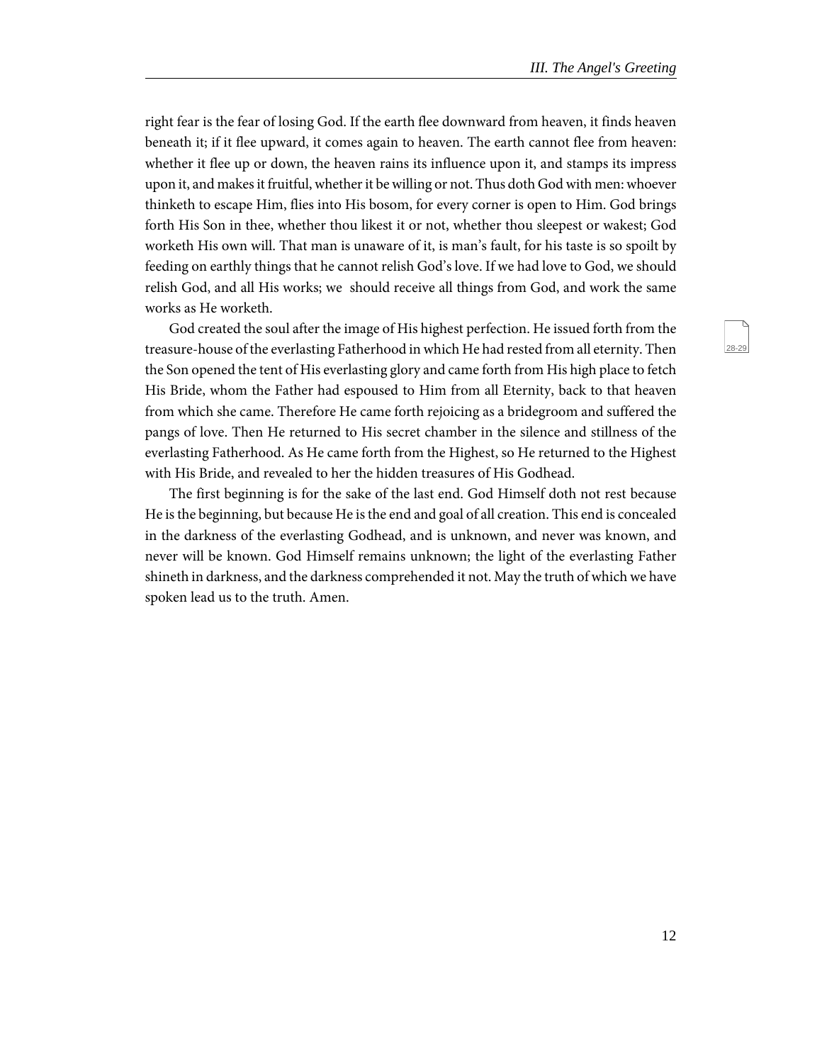right fear is the fear of losing God. If the earth flee downward from heaven, it finds heaven beneath it; if it flee upward, it comes again to heaven. The earth cannot flee from heaven: whether it flee up or down, the heaven rains its influence upon it, and stamps its impress upon it, and makes it fruitful, whether it be willing or not. Thus doth God with men: whoever thinketh to escape Him, flies into His bosom, for every corner is open to Him. God brings forth His Son in thee, whether thou likest it or not, whether thou sleepest or wakest; God worketh His own will. That man is unaware of it, is man's fault, for his taste is so spoilt by feeding on earthly things that he cannot relish God's love. If we had love to God, we should relish God, and all His works; we should receive all things from God, and work the same works as He worketh.

God created the soul after the image of His highest perfection. He issued forth from the treasure-house of the everlasting Fatherhood in which He had rested from all eternity. Then the Son opened the tent of His everlasting glory and came forth from His high place to fetch His Bride, whom the Father had espoused to Him from all Eternity, back to that heaven from which she came. Therefore He came forth rejoicing as a bridegroom and suffered the pangs of love. Then He returned to His secret chamber in the silence and stillness of the everlasting Fatherhood. As He came forth from the Highest, so He returned to the Highest with His Bride, and revealed to her the hidden treasures of His Godhead.

The first beginning is for the sake of the last end. God Himself doth not rest because He is the beginning, but because He is the end and goal of all creation. This end is concealed in the darkness of the everlasting Godhead, and is unknown, and never was known, and never will be known. God Himself remains unknown; the light of the everlasting Father shineth in darkness, and the darkness comprehended it not. May the truth of which we have spoken lead us to the truth. Amen.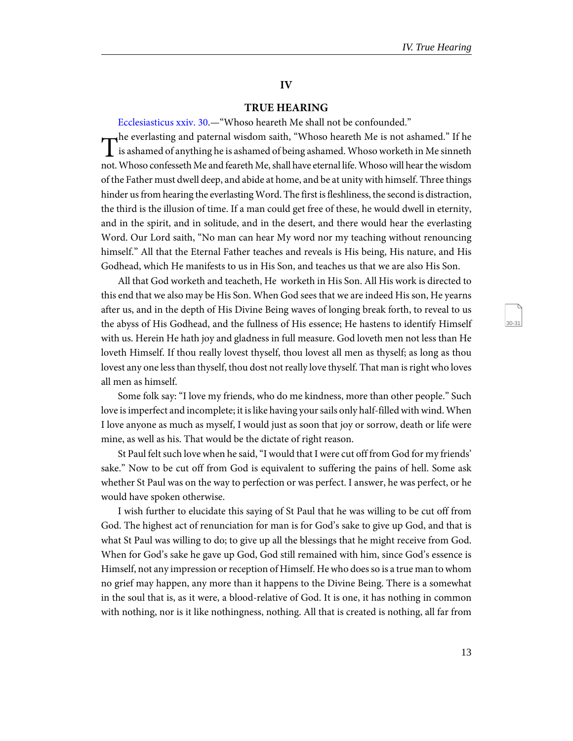# IV

## TRUE HEARING

Ecclesiasticus xxiv. 30.—“Whoso heareth Me shall not be confounded.”

The everlasting and paternal wisdom saith, “Whoso heareth Me is not ashamed.” If he is ashamed of anything he is ashamed of being ashamed. Whoso worketh in Me sinneth not. Whoso confesseth Me and feareth Me, shall have eternal life. Whoso will hear the wisdom of the Father must dwell deep, and abide at home, and be at unity with himself. Three things hinder us from hearing the everlasting Word. The first is fleshliness, the second is distraction, the third is the illusion of time. If a man could get free of these, he would dwell in eternity, and in the spirit, and in solitude, and in the desert, and there would hear the everlasting Word. Our Lord saith, “No man can hear My word nor my teaching without renouncing himself.” All that the Eternal Father teaches and reveals is His being, His nature, and His Godhead, which He manifests to us in His Son, and teaches us that we are also His Son.

All that God worketh and teacheth, He worketh in His Son. All His work is directed to this end that we also may be His Son. When God sees that we are indeed His son, He yearns after us, and in the depth of His Divine Being waves of longing break forth, to reveal to us the abyss of His Godhead, and the fullness of His essence; He hastens to identify Himself with us. Herein He hath joy and gladness in full measure. God loveth men not less than He loveth Himself. If thou really lovest thyself, thou lovest all men as thyself; as long as thou lovest any one less than thyself, thou dost not really love thyself. That man is right who loves all men as himself.

Some folk say: “I love my friends, who do me kindness, more than other people.” Such love is imperfect and incomplete; it is like having your sails only half-filled with wind. When I love anyone as much as myself, I would just as soon that joy or sorrow, death or life were mine, as well as his. That would be the dictate of right reason.

St Paul felt such love when he said, “I would that I were cut off from God for my friends’ sake.” Now to be cut off from God is equivalent to suffering the pains of hell. Some ask whether St Paul was on the way to perfection or was perfect. I answer, he was perfect, or he would have spoken otherwise.

I wish further to elucidate this saying of St Paul that he was willing to be cut off from God. The highest act of renunciation for man is for God’s sake to give up God, and that is what St Paul was willing to do; to give up all the blessings that he might receive from God. When for God’s sake he gave up God, God still remained with him, since God’s essence is Himself, not any impression or reception of Himself. He who does so is a true man to whom no grief may happen, any more than it happens to the Divine Being. There is a somewhat in the soul that is, as it were, a blood-relative of God. It is one, it has nothing in common with nothing, nor is it like nothingness, nothing. All that is created is nothing, all far from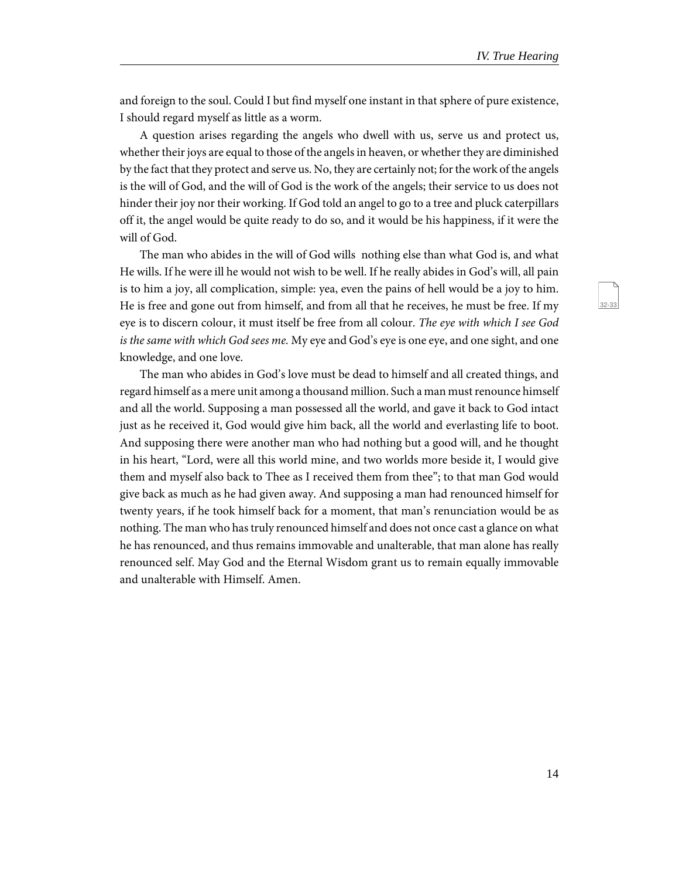and foreign to the soul. Could I but find myself one instant in that sphere of pure existence, I should regard myself as little as a worm.

A question arises regarding the angels who dwell with us, serve us and protect us, whether their joys are equal to those of the angels in heaven, or whether they are diminished by the fact that they protect and serve us. No, they are certainly not; for the work of the angels is the will of God, and the will of God is the work of the angels; their service to us does not hinder their joy nor their working. If God told an angel to go to a tree and pluck caterpillars off it, the angel would be quite ready to do so, and it would be his happiness, if it were the will of God.

The man who abides in the will of God wills nothing else than what God is, and what He wills. If he were ill he would not wish to be well. If he really abides in God's will, all pain is to him a joy, all complication, simple: yea, even the pains of hell would be a joy to him. He is free and gone out from himself, and from all that he receives, he must be free. If my eye is to discern colour, it must itself be free from all colour. *The eye with which I see God is the same with which God sees me.* My eye and God's eye is one eye, and one sight, and one knowledge, and one love.

The man who abides in God's love must be dead to himself and all created things, and regard himself as a mere unit among a thousand million. Such a man must renounce himself and all the world. Supposing a man possessed all the world, and gave it back to God intact just as he received it, God would give him back, all the world and everlasting life to boot. And supposing there were another man who had nothing but a good will, and he thought in his heart, "Lord, were all this world mine, and two worlds more beside it, I would give them and myself also back to Thee as I received them from thee"; to that man God would give back as much as he had given away. And supposing a man had renounced himself for twenty years, if he took himself back for a moment, that man's renunciation would be as nothing. The man who has truly renounced himself and does not once cast a glance on what he has renounced, and thus remains immovable and unalterable, that man alone has really renounced self. May God and the Eternal Wisdom grant us to remain equally immovable and unalterable with Himself. Amen.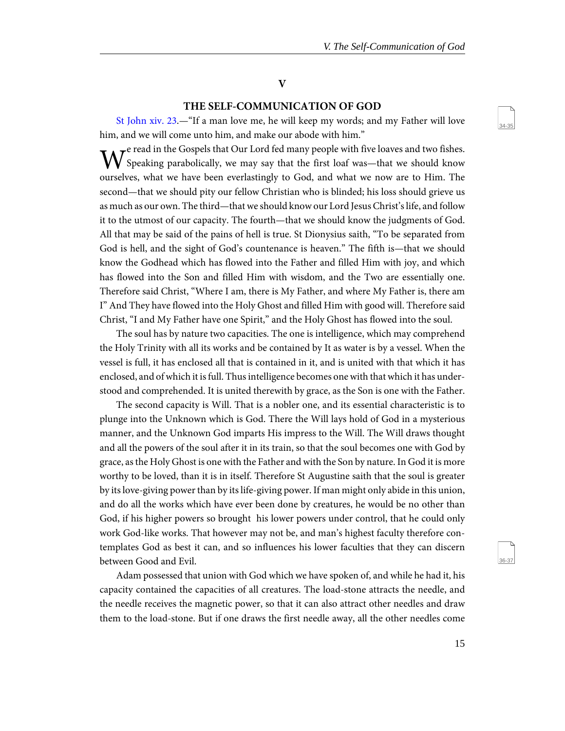## V

### THE SELF-COMMUNICATION OF GOD

St John xiv. 23.—"If a man love me, he will keep my words; and my Father will love him, and we will come unto him, and make our abode with him."

We read in the Gospels that Our Lord fed many people with five loaves and two fishes. Speaking parabolically, we may say that the first loaf was—that we should know ourselves, what we have been everlastingly to God, and what we now are to Him. The second—that we should pity our fellow Christian who is blinded; his loss should grieve us as much as our own. The third—that we should know our Lord Jesus Christ's life, and follow it to the utmost of our capacity. The fourth—that we should know the judgments of God. All that may be said of the pains of hell is true. St Dionysius saith, "To be separated from God is hell, and the sight of God's countenance is heaven." The fifth is—that we should know the Godhead which has flowed into the Father and filled Him with joy, and which has flowed into the Son and filled Him with wisdom, and the Two are essentially one. Therefore said Christ, "Where I am, there is My Father, and where My Father is, there am I" And They have flowed into the Holy Ghost and filled Him with good will. Therefore said Christ, "I and My Father have one Spirit," and the Holy Ghost has flowed into the soul.

The soul has by nature two capacities. The one is intelligence, which may comprehend the Holy Trinity with all its works and be contained by It as water is by a vessel. When the vessel is full, it has enclosed all that is contained in it, and is united with that which it has enclosed, and of which it is full. Thus intelligence becomes one with that which it has understood and comprehended. It is united therewith by grace, as the Son is one with the Father.

The second capacity is Will. That is a nobler one, and its essential characteristic is to plunge into the Unknown which is God. There the Will lays hold of God in a mysterious manner, and the Unknown God imparts His impress to the Will. The Will draws thought and all the powers of the soul after it in its train, so that the soul becomes one with God by grace, as the Holy Ghost is one with the Father and with the Son by nature. In God it is more worthy to be loved, than it is in itself. Therefore St Augustine saith that the soul is greater by its love-giving power than by its life-giving power. If man might only abide in this union, and do all the works which have ever been done by creatures, he would be no other than God, if his higher powers so brought his lower powers under control, that he could only work God-like works. That however may not be, and man's highest faculty therefore contemplates God as best it can, and so influences his lower faculties that they can discern between Good and Evil.

Adam possessed that union with God which we have spoken of, and while he had it, his capacity contained the capacities of all creatures. The load-stone attracts the needle, and the needle receives the magnetic power, so that it can also attract other needles and draw them to the load-stone. But if one draws the first needle away, all the other needles come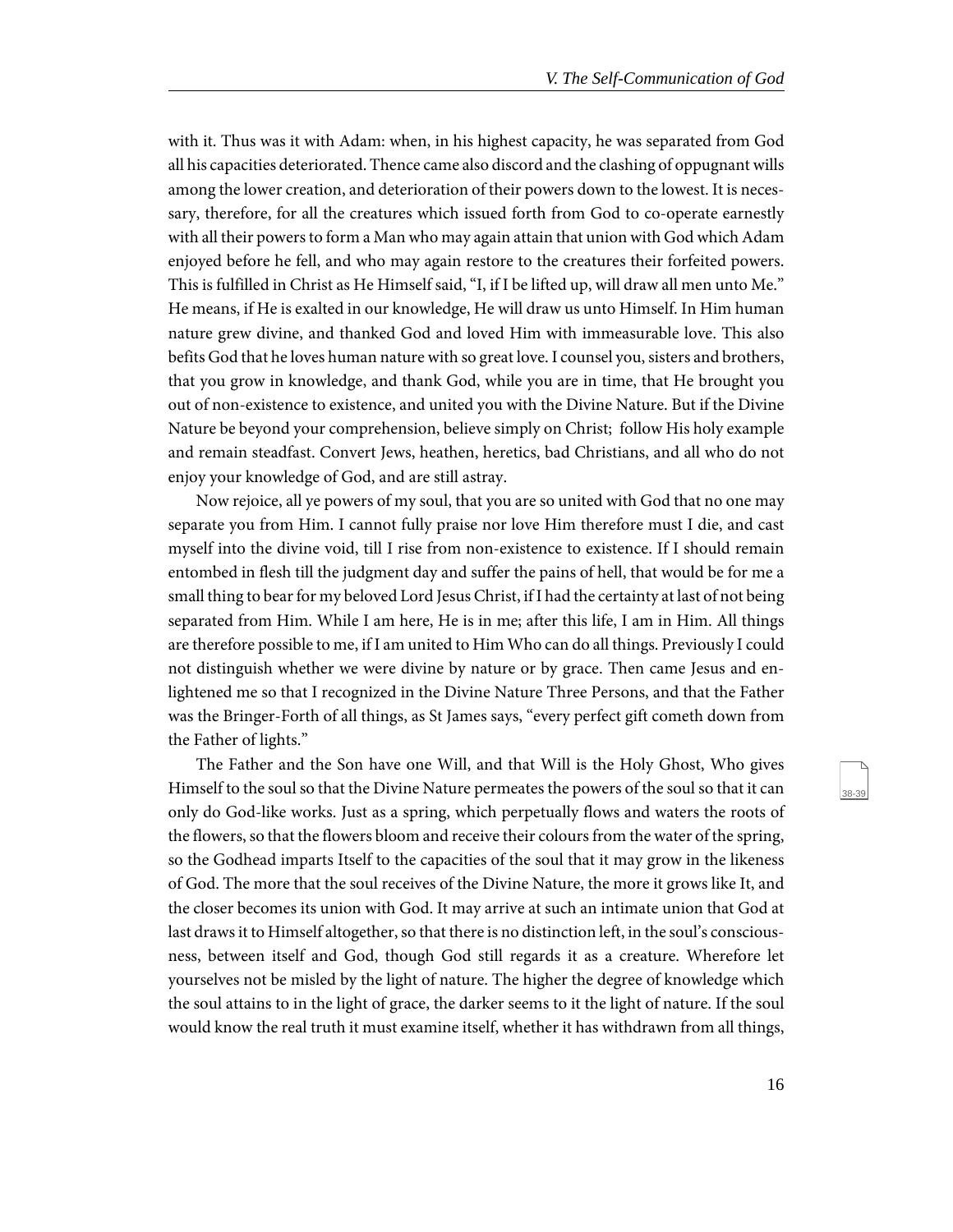with it. Thus was it with Adam: when, in his highest capacity, he was separated from God all his capacities deteriorated. Thence came also discord and the clashing of oppugnant wills among the lower creation, and deterioration of their powers down to the lowest. It is necessary, therefore, for all the creatures which issued forth from God to co-operate earnestly with all their powers to form a Man who may again attain that union with God which Adam enjoyed before he fell, and who may again restore to the creatures their forfeited powers. This is fulfilled in Christ as He Himself said, "I, if I be lifted up, will draw all men unto Me." He means, if He is exalted in our knowledge, He will draw us unto Himself. In Him human nature grew divine, and thanked God and loved Him with immeasurable love. This also befits God that he loves human nature with so great love. I counsel you, sisters and brothers, that you grow in knowledge, and thank God, while you are in time, that He brought you out of non-existence to existence, and united you with the Divine Nature. But if the Divine Nature be beyond your comprehension, believe simply on Christ; follow His holy example and remain steadfast. Convert Jews, heathen, heretics, bad Christians, and all who do not enjoy your knowledge of God, and are still astray.

Now rejoice, all ye powers of my soul, that you are so united with God that no one may separate you from Him. I cannot fully praise nor love Him therefore must I die, and cast myself into the divine void, till I rise from non-existence to existence. If I should remain entombed in flesh till the judgment day and suffer the pains of hell, that would be for me a small thing to bear for my beloved Lord Jesus Christ, if I had the certainty at last of not being separated from Him. While I am here, He is in me; after this life, I am in Him. All things are therefore possible to me, if I am united to Him Who can do all things. Previously I could not distinguish whether we were divine by nature or by grace. Then came Jesus and enlightened me so that I recognized in the Divine Nature Three Persons, and that the Father was the Bringer-Forth of all things, as St James says, "every perfect gift cometh down from the Father of lights."

The Father and the Son have one Will, and that Will is the Holy Ghost, Who gives Himself to the soul so that the Divine Nature permeates the powers of the soul so that it can only do God-like works. Just as a spring, which perpetually flows and waters the roots of the flowers, so that the flowers bloom and receive their colours from the water of the spring, so the Godhead imparts Itself to the capacities of the soul that it may grow in the likeness of God. The more that the soul receives of the Divine Nature, the more it grows like It, and the closer becomes its union with God. It may arrive at such an intimate union that God at last draws it to Himself altogether, so that there is no distinction left, in the soul's consciousness, between itself and God, though God still regards it as a creature. Wherefore let yourselves not be misled by the light of nature. The higher the degree of knowledge which the soul attains to in the light of grace, the darker seems to it the light of nature. If the soul would know the real truth it must examine itself, whether it has withdrawn from all things,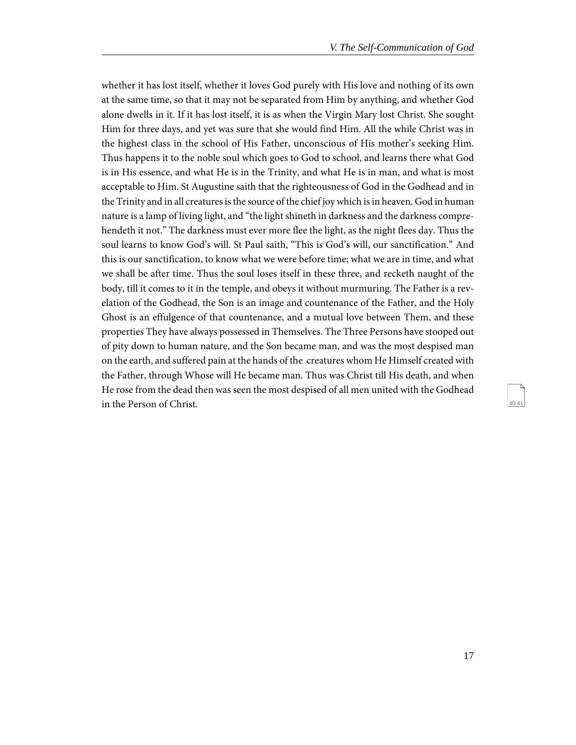whether it has lost itself, whether it loves God purely with His love and nothing of its own at the same time, so that it may not be separated from Him by anything, and whether God alone dwells in it. If it has lost itself, it is as when the Virgin Mary lost Christ. She sought Him for three days, and yet was sure that she would find Him. All the while Christ was in the highest class in the school of His Father, unconscious of His mother's seeking Him. Thus happens it to the noble soul which goes to God to school, and learns there what God is in His essence, and what He is in the Trinity, and what He is in man, and what is most acceptable to Him. St Augustine saith that the righteousness of God in the Godhead and in the Trinity and in all creatures is the source of the chief joy which is in heaven. God in human nature is a lamp of living light, and "the light shineth in darkness and the darkness comprehendeth it not." The darkness must ever more flee the light, as the night flees day. Thus the soul learns to know God's will. St Paul saith, "This is God's will, our sanctification." And this is our sanctification, to know what we were before time; what we are in time, and what we shall be after time. Thus the soul loses itself in these three, and recketh naught of the body, till it comes to it in the temple, and obeys it without murmuring. The Father is a revelation of the Godhead, the Son is an image and countenance of the Father, and the Holy Ghost is an effulgence of that countenance, and a mutual love between Them, and these properties They have always possessed in Themselves. The Three Persons have stooped out of pity down to human nature, and the Son became man, and was the most despised man on the earth, and suffered pain at the hands of the creatures whom He Himself created with the Father, through Whose will He became man. Thus was Christ till His death, and when He rose from the dead then was seen the most despised of all men united with the Godhead in the Person of Christ.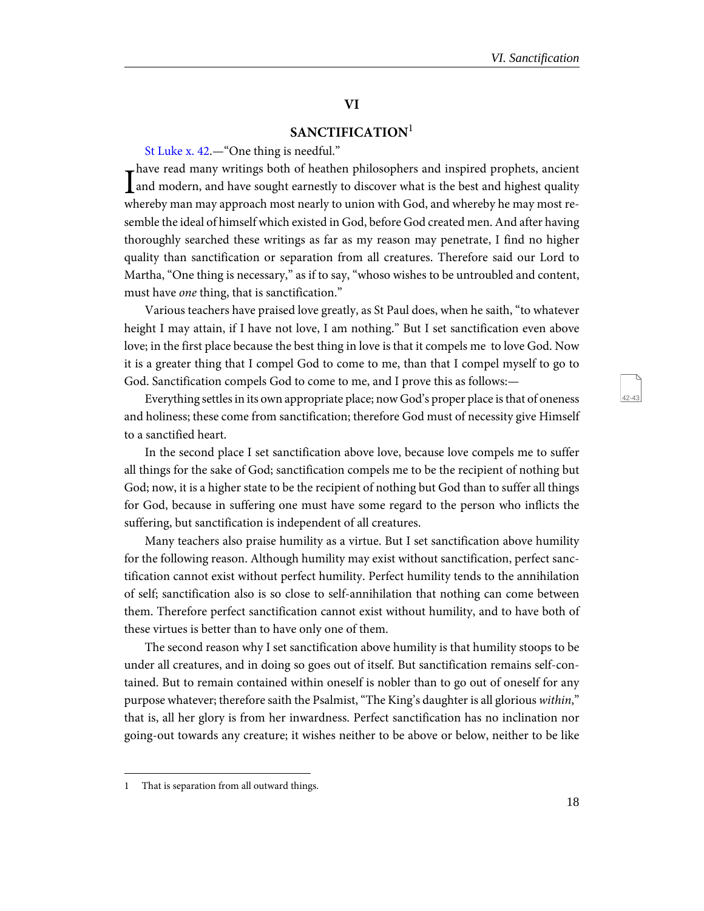# VI

## SANCTIFICATION[1]

St Luke x. 42.—"One thing is needful."

I have read many writings both of heathen philosophers and inspired prophets, ancient and modern, and have sought earnestly to discover what is the best and highest quality whereby man may approach most nearly to union with God, and whereby he may most resemble the ideal of himself which existed in God, before God created men. And after having thoroughly searched these writings as far as my reason may penetrate, I find no higher quality than sanctification or separation from all creatures. Therefore said our Lord to Martha, "One thing is necessary," as if to say, "whoso wishes to be untroubled and content, must have *one* thing, that is sanctification."

Various teachers have praised love greatly, as St Paul does, when he saith, "to whatever height I may attain, if I have not love, I am nothing." But I set sanctification even above love; in the first place because the best thing in love is that it compels me to love God. Now it is a greater thing that I compel God to come to me, than that I compel myself to go to God. Sanctification compels God to come to me, and I prove this as follows:—

Everything settles in its own appropriate place; now God's proper place is that of oneness and holiness; these come from sanctification; therefore God must of necessity give Himself to a sanctified heart.

In the second place I set sanctification above love, because love compels me to suffer all things for the sake of God; sanctification compels me to be the recipient of nothing but God; now, it is a higher state to be the recipient of nothing but God than to suffer all things for God, because in suffering one must have some regard to the person who inflicts the suffering, but sanctification is independent of all creatures.

Many teachers also praise humility as a virtue. But I set sanctification above humility for the following reason. Although humility may exist without sanctification, perfect sanctification cannot exist without perfect humility. Perfect humility tends to the annihilation of self; sanctification also is so close to self-annihilation that nothing can come between them. Therefore perfect sanctification cannot exist without humility, and to have both of these virtues is better than to have only one of them.

The second reason why I set sanctification above humility is that humility stoops to be under all creatures, and in doing so goes out of itself. But sanctification remains self-contained. But to remain contained within oneself is nobler than to go out of oneself for any purpose whatever; therefore saith the Psalmist, "The King's daughter is all glorious *within*," that is, all her glory is from her inwardness. Perfect sanctification has no inclination nor going-out towards any creature; it wishes neither to be above or below, neither to be like

[1] That is separation from all outward things.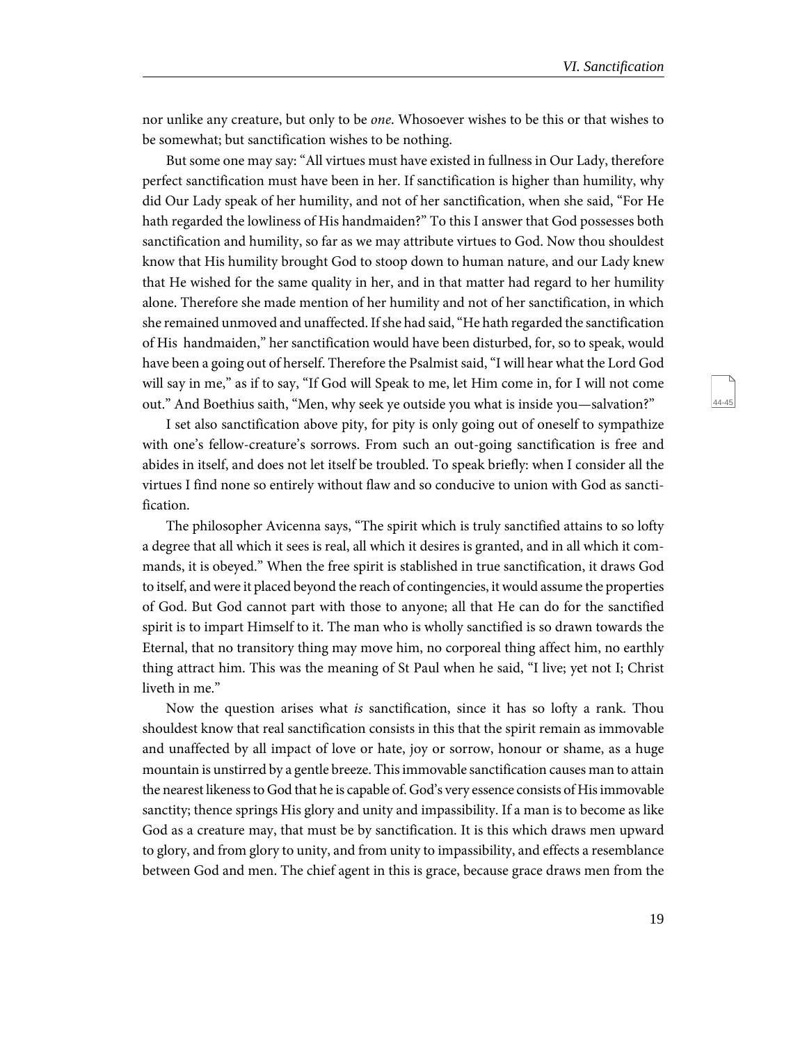nor unlike any creature, but only to be *one*. Whosoever wishes to be this or that wishes to be somewhat; but sanctification wishes to be nothing.

But some one may say: "All virtues must have existed in fullness in Our Lady, therefore perfect sanctification must have been in her. If sanctification is higher than humility, why did Our Lady speak of her humility, and not of her sanctification, when she said, "For He hath regarded the lowliness of His handmaiden?" To this I answer that God possesses both sanctification and humility, so far as we may attribute virtues to God. Now thou shouldest know that His humility brought God to stoop down to human nature, and our Lady knew that He wished for the same quality in her, and in that matter had regard to her humility alone. Therefore she made mention of her humility and not of her sanctification, in which she remained unmoved and unaffected. If she had said, "He hath regarded the sanctification of His handmaiden," her sanctification would have been disturbed, for, so to speak, would have been a going out of herself. Therefore the Psalmist said, "I will hear what the Lord God will say in me," as if to say, "If God will Speak to me, let Him come in, for I will not come out." And Boethius saith, "Men, why seek ye outside you what is inside you—salvation?"

I set also sanctification above pity, for pity is only going out of oneself to sympathize with one's fellow-creature's sorrows. From such an out-going sanctification is free and abides in itself, and does not let itself be troubled. To speak briefly: when I consider all the virtues I find none so entirely without flaw and so conducive to union with God as sanctification.

The philosopher Avicenna says, "The spirit which is truly sanctified attains to so lofty a degree that all which it sees is real, all which it desires is granted, and in all which it commands, it is obeyed." When the free spirit is stablished in true sanctification, it draws God to itself, and were it placed beyond the reach of contingencies, it would assume the properties of God. But God cannot part with those to anyone; all that He can do for the sanctified spirit is to impart Himself to it. The man who is wholly sanctified is so drawn towards the Eternal, that no transitory thing may move him, no corporeal thing affect him, no earthly thing attract him. This was the meaning of St Paul when he said, "I live; yet not I; Christ liveth in me."

Now the question arises what *is* sanctification, since it has so lofty a rank. Thou shouldest know that real sanctification consists in this that the spirit remain as immovable and unaffected by all impact of love or hate, joy or sorrow, honour or shame, as a huge mountain is unstirred by a gentle breeze. This immovable sanctification causes man to attain the nearest likeness to God that he is capable of. God's very essence consists of His immovable sanctity; thence springs His glory and unity and impassibility. If a man is to become as like God as a creature may, that must be by sanctification. It is this which draws men upward to glory, and from glory to unity, and from unity to impassibility, and effects a resemblance between God and men. The chief agent in this is grace, because grace draws men from the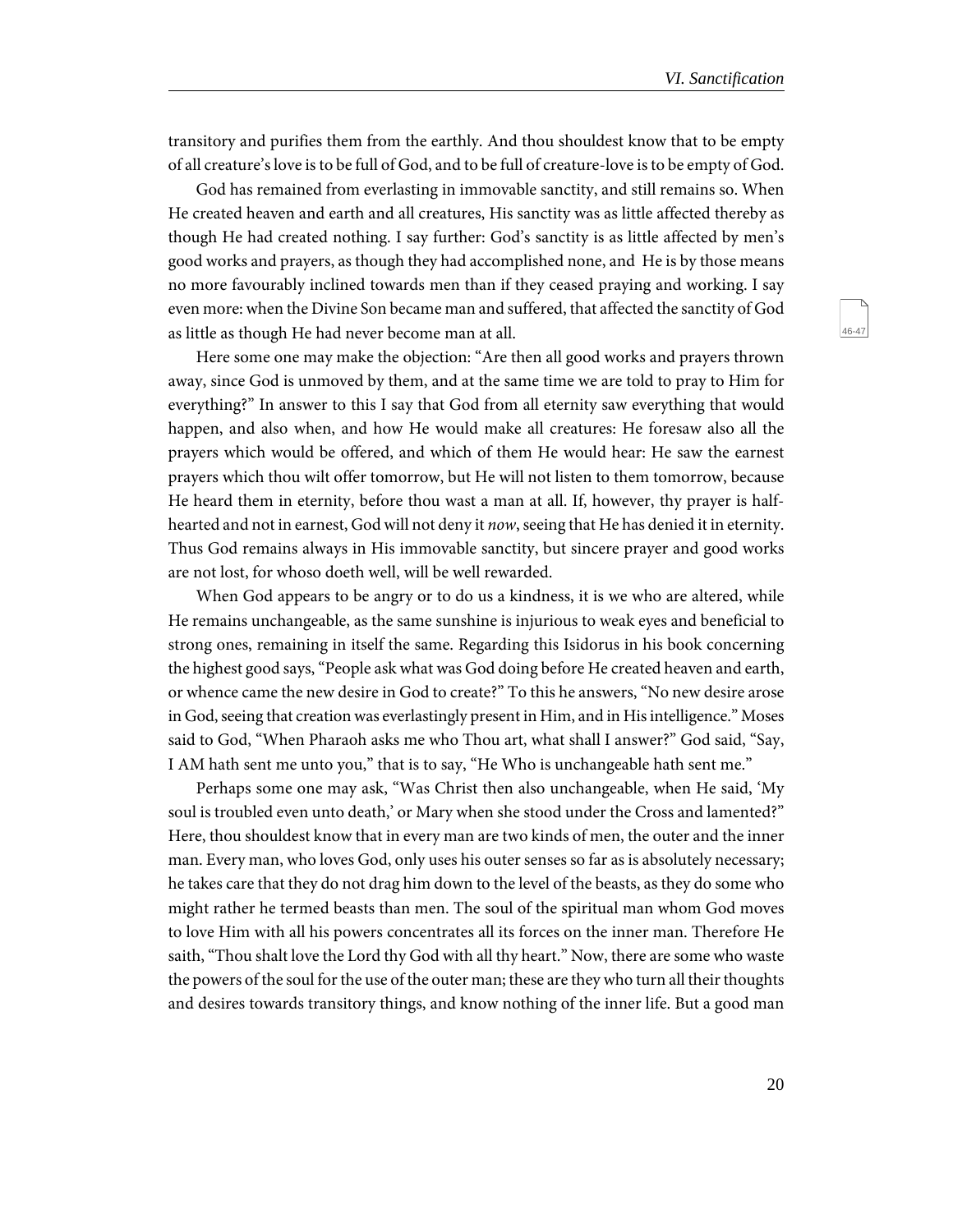transitory and purifies them from the earthly. And thou shouldest know that to be empty of all creature's love is to be full of God, and to be full of creature-love is to be empty of God.

God has remained from everlasting in immovable sanctity, and still remains so. When He created heaven and earth and all creatures, His sanctity was as little affected thereby as though He had created nothing. I say further: God's sanctity is as little affected by men's good works and prayers, as though they had accomplished none, and He is by those means no more favourably inclined towards men than if they ceased praying and working. I say even more: when the Divine Son became man and suffered, that affected the sanctity of God as little as though He had never become man at all.

Here some one may make the objection: "Are then all good works and prayers thrown away, since God is unmoved by them, and at the same time we are told to pray to Him for everything?" In answer to this I say that God from all eternity saw everything that would happen, and also when, and how He would make all creatures: He foresaw also all the prayers which would be offered, and which of them He would hear: He saw the earnest prayers which thou wilt offer tomorrow, but He will not listen to them tomorrow, because He heard them in eternity, before thou wast a man at all. If, however, thy prayer is half-hearted and not in earnest, God will not deny it *now*, seeing that He has denied it in eternity. Thus God remains always in His immovable sanctity, but sincere prayer and good works are not lost, for whoso doeth well, will be well rewarded.

When God appears to be angry or to do us a kindness, it is we who are altered, while He remains unchangeable, as the same sunshine is injurious to weak eyes and beneficial to strong ones, remaining in itself the same. Regarding this Isidorus in his book concerning the highest good says, "People ask what was God doing before He created heaven and earth, or whence came the new desire in God to create?" To this he answers, "No new desire arose in God, seeing that creation was everlastingly present in Him, and in His intelligence." Moses said to God, "When Pharaoh asks me who Thou art, what shall I answer?" God said, "Say, I AM hath sent me unto you," that is to say, "He Who is unchangeable hath sent me."

Perhaps some one may ask, "Was Christ then also unchangeable, when He said, 'My soul is troubled even unto death,' or Mary when she stood under the Cross and lamented?" Here, thou shouldest know that in every man are two kinds of men, the outer and the inner man. Every man, who loves God, only uses his outer senses so far as is absolutely necessary; he takes care that they do not drag him down to the level of the beasts, as they do some who might rather he termed beasts than men. The soul of the spiritual man whom God moves to love Him with all his powers concentrates all its forces on the inner man. Therefore He saith, "Thou shalt love the Lord thy God with all thy heart." Now, there are some who waste the powers of the soul for the use of the outer man; these are they who turn all their thoughts and desires towards transitory things, and know nothing of the inner life. But a good man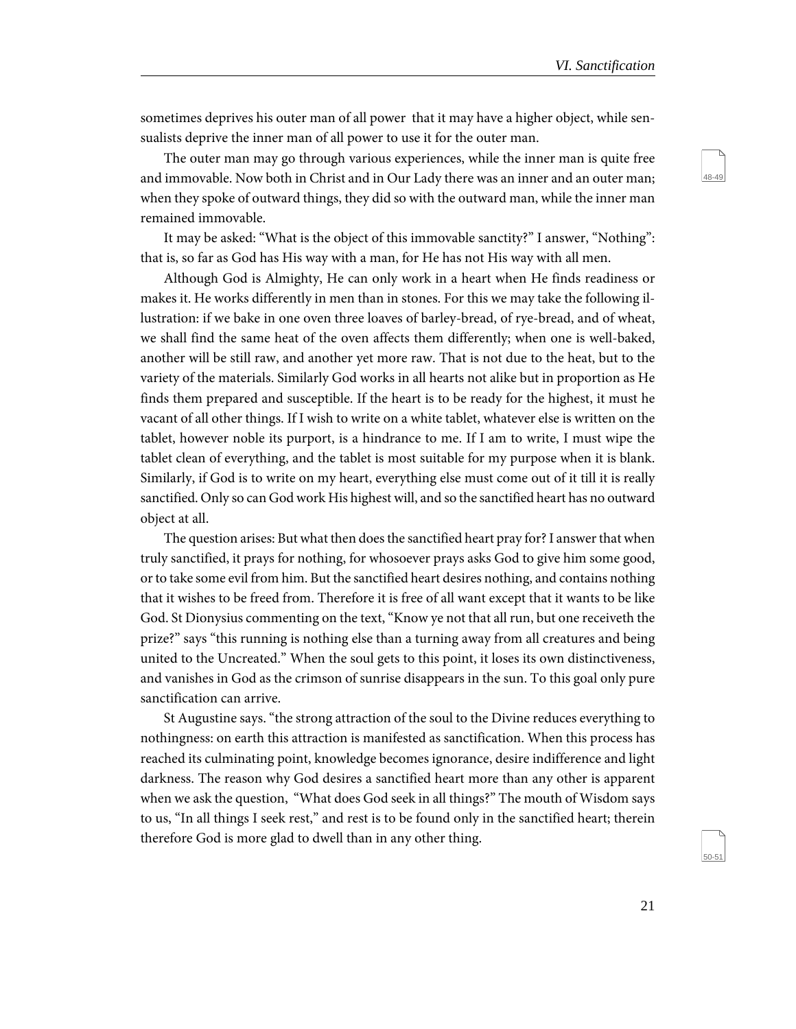sometimes deprives his outer man of all power  that it may have a higher object, while sensualists deprive the inner man of all power to use it for the outer man.

The outer man may go through various experiences, while the inner man is quite free and immovable. Now both in Christ and in Our Lady there was an inner and an outer man; when they spoke of outward things, they did so with the outward man, while the inner man remained immovable.

It may be asked: "What is the object of this immovable sanctity?" I answer, "Nothing": that is, so far as God has His way with a man, for He has not His way with all men.

Although God is Almighty, He can only work in a heart when He finds readiness or makes it. He works differently in men than in stones. For this we may take the following illustration: if we bake in one oven three loaves of barley-bread, of rye-bread, and of wheat, we shall find the same heat of the oven affects them differently; when one is well-baked, another will be still raw, and another yet more raw. That is not due to the heat, but to the variety of the materials. Similarly God works in all hearts not alike but in proportion as He finds them prepared and susceptible. If the heart is to be ready for the highest, it must he vacant of all other things. If I wish to write on a white tablet, whatever else is written on the tablet, however noble its purport, is a hindrance to me. If I am to write, I must wipe the tablet clean of everything, and the tablet is most suitable for my purpose when it is blank. Similarly, if God is to write on my heart, everything else must come out of it till it is really sanctified. Only so can God work His highest will, and so the sanctified heart has no outward object at all.

The question arises: But what then does the sanctified heart pray for? I answer that when truly sanctified, it prays for nothing, for whosoever prays asks God to give him some good, or to take some evil from him. But the sanctified heart desires nothing, and contains nothing that it wishes to be freed from. Therefore it is free of all want except that it wants to be like God. St Dionysius commenting on the text, "Know ye not that all run, but one receiveth the prize?" says "this running is nothing else than a turning away from all creatures and being united to the Uncreated." When the soul gets to this point, it loses its own distinctiveness, and vanishes in God as the crimson of sunrise disappears in the sun. To this goal only pure sanctification can arrive.

St Augustine says. "the strong attraction of the soul to the Divine reduces everything to nothingness: on earth this attraction is manifested as sanctification. When this process has reached its culminating point, knowledge becomes ignorance, desire indifference and light darkness. The reason why God desires a sanctified heart more than any other is apparent when we ask the question,  "What does God seek in all things?" The mouth of Wisdom says to us, "In all things I seek rest," and rest is to be found only in the sanctified heart; therein therefore God is more glad to dwell than in any other thing.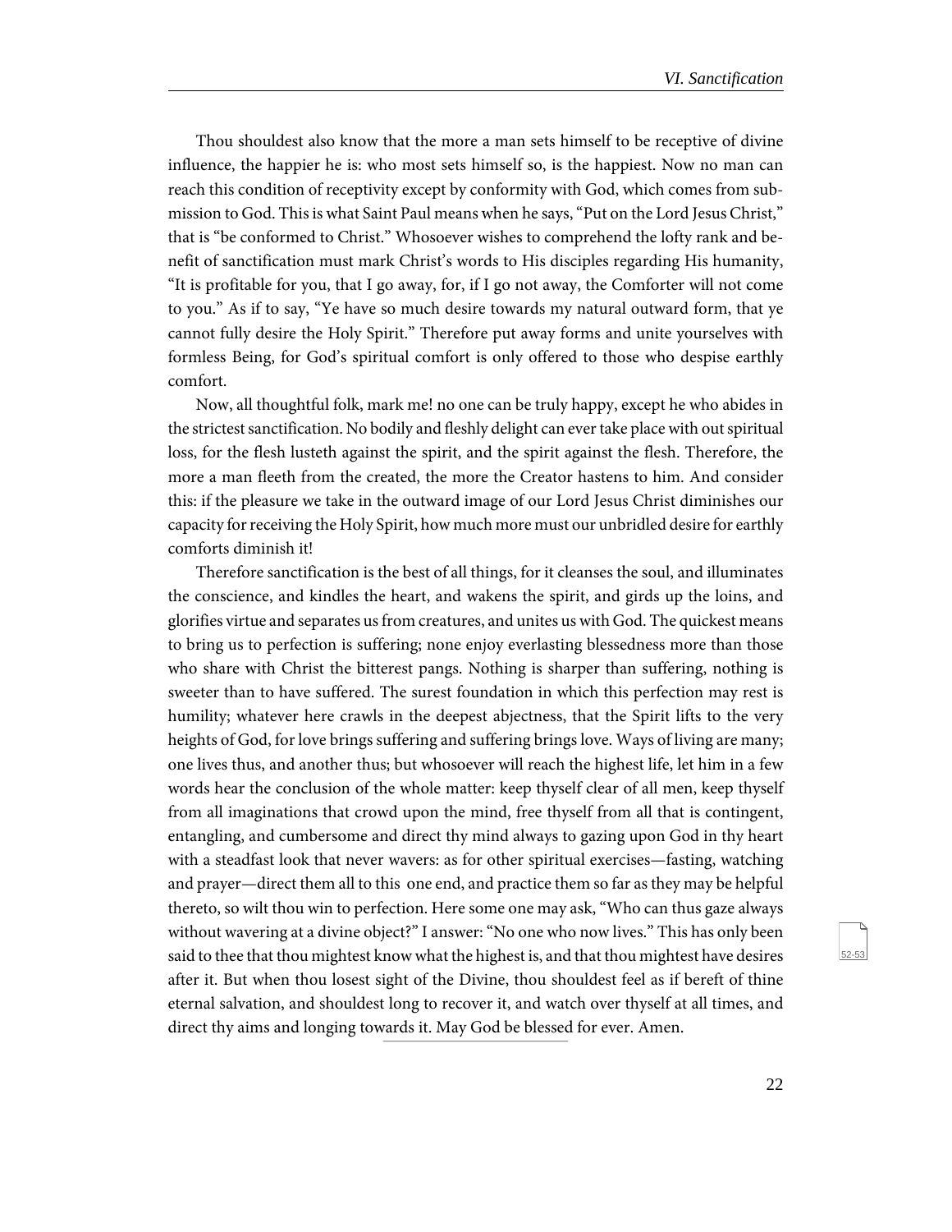Thou shouldest also know that the more a man sets himself to be receptive of divine influence, the happier he is: who most sets himself so, is the happiest. Now no man can reach this condition of receptivity except by conformity with God, which comes from submission to God. This is what Saint Paul means when he says, "Put on the Lord Jesus Christ," that is "be conformed to Christ." Whosoever wishes to comprehend the lofty rank and benefit of sanctification must mark Christ's words to His disciples regarding His humanity, "It is profitable for you, that I go away, for, if I go not away, the Comforter will not come to you." As if to say, "Ye have so much desire towards my natural outward form, that ye cannot fully desire the Holy Spirit." Therefore put away forms and unite yourselves with formless Being, for God's spiritual comfort is only offered to those who despise earthly comfort.

Now, all thoughtful folk, mark me! no one can be truly happy, except he who abides in the strictest sanctification. No bodily and fleshly delight can ever take place with out spiritual loss, for the flesh lusteth against the spirit, and the spirit against the flesh. Therefore, the more a man fleeth from the created, the more the Creator hastens to him. And consider this: if the pleasure we take in the outward image of our Lord Jesus Christ diminishes our capacity for receiving the Holy Spirit, how much more must our unbridled desire for earthly comforts diminish it!

Therefore sanctification is the best of all things, for it cleanses the soul, and illuminates the conscience, and kindles the heart, and wakens the spirit, and girds up the loins, and glorifies virtue and separates us from creatures, and unites us with God. The quickest means to bring us to perfection is suffering; none enjoy everlasting blessedness more than those who share with Christ the bitterest pangs. Nothing is sharper than suffering, nothing is sweeter than to have suffered. The surest foundation in which this perfection may rest is humility; whatever here crawls in the deepest abjectness, that the Spirit lifts to the very heights of God, for love brings suffering and suffering brings love. Ways of living are many; one lives thus, and another thus; but whosoever will reach the highest life, let him in a few words hear the conclusion of the whole matter: keep thyself clear of all men, keep thyself from all imaginations that crowd upon the mind, free thyself from all that is contingent, entangling, and cumbersome and direct thy mind always to gazing upon God in thy heart with a steadfast look that never wavers: as for other spiritual exercises—fasting, watching and prayer—direct them all to this one end, and practice them so far as they may be helpful thereto, so wilt thou win to perfection. Here some one may ask, "Who can thus gaze always without wavering at a divine object?" I answer: "No one who now lives." This has only been said to thee that thou mightest know what the highest is, and that thou mightest have desires after it. But when thou losest sight of the Divine, thou shouldest feel as if bereft of thine eternal salvation, and shouldest long to recover it, and watch over thyself at all times, and direct thy aims and longing towards it. May God be blessed for ever. Amen.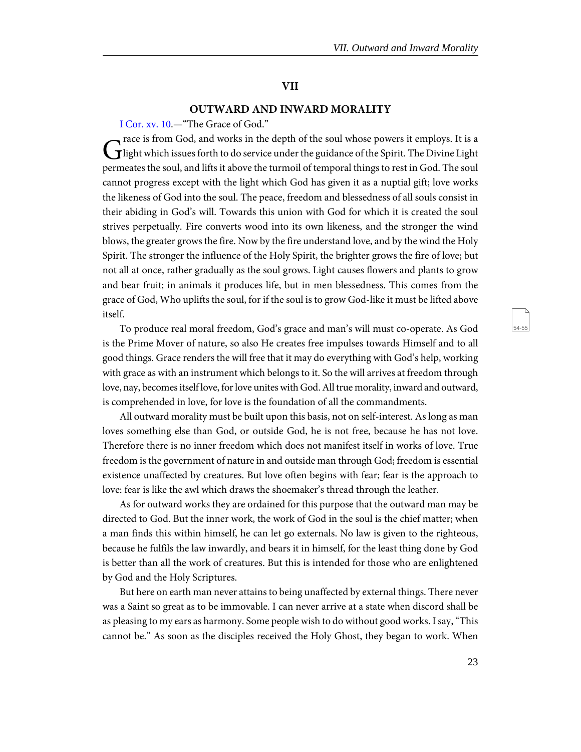## VII

## OUTWARD AND INWARD MORALITY

I Cor. xv. 10.—"The Grace of God."

Grace is from God, and works in the depth of the soul whose powers it employs. It is a light which issues forth to do service under the guidance of the Spirit. The Divine Light permeates the soul, and lifts it above the turmoil of temporal things to rest in God. The soul cannot progress except with the light which God has given it as a nuptial gift; love works the likeness of God into the soul. The peace, freedom and blessedness of all souls consist in their abiding in God's will. Towards this union with God for which it is created the soul strives perpetually. Fire converts wood into its own likeness, and the stronger the wind blows, the greater grows the fire. Now by the fire understand love, and by the wind the Holy Spirit. The stronger the influence of the Holy Spirit, the brighter grows the fire of love; but not all at once, rather gradually as the soul grows. Light causes flowers and plants to grow and bear fruit; in animals it produces life, but in men blessedness. This comes from the grace of God, Who uplifts the soul, for if the soul is to grow God-like it must be lifted above itself.

To produce real moral freedom, God's grace and man's will must co-operate. As God is the Prime Mover of nature, so also He creates free impulses towards Himself and to all good things. Grace renders the will free that it may do everything with God's help, working with grace as with an instrument which belongs to it. So the will arrives at freedom through love, nay, becomes itself love, for love unites with God. All true morality, inward and outward, is comprehended in love, for love is the foundation of all the commandments.

All outward morality must be built upon this basis, not on self-interest. As long as man loves something else than God, or outside God, he is not free, because he has not love. Therefore there is no inner freedom which does not manifest itself in works of love. True freedom is the government of nature in and outside man through God; freedom is essential existence unaffected by creatures. But love often begins with fear; fear is the approach to love: fear is like the awl which draws the shoemaker's thread through the leather.

As for outward works they are ordained for this purpose that the outward man may be directed to God. But the inner work, the work of God in the soul is the chief matter; when a man finds this within himself, he can let go externals. No law is given to the righteous, because he fulfils the law inwardly, and bears it in himself, for the least thing done by God is better than all the work of creatures. But this is intended for those who are enlightened by God and the Holy Scriptures.

But here on earth man never attains to being unaffected by external things. There never was a Saint so great as to be immovable. I can never arrive at a state when discord shall be as pleasing to my ears as harmony. Some people wish to do without good works. I say, "This cannot be." As soon as the disciples received the Holy Ghost, they began to work. When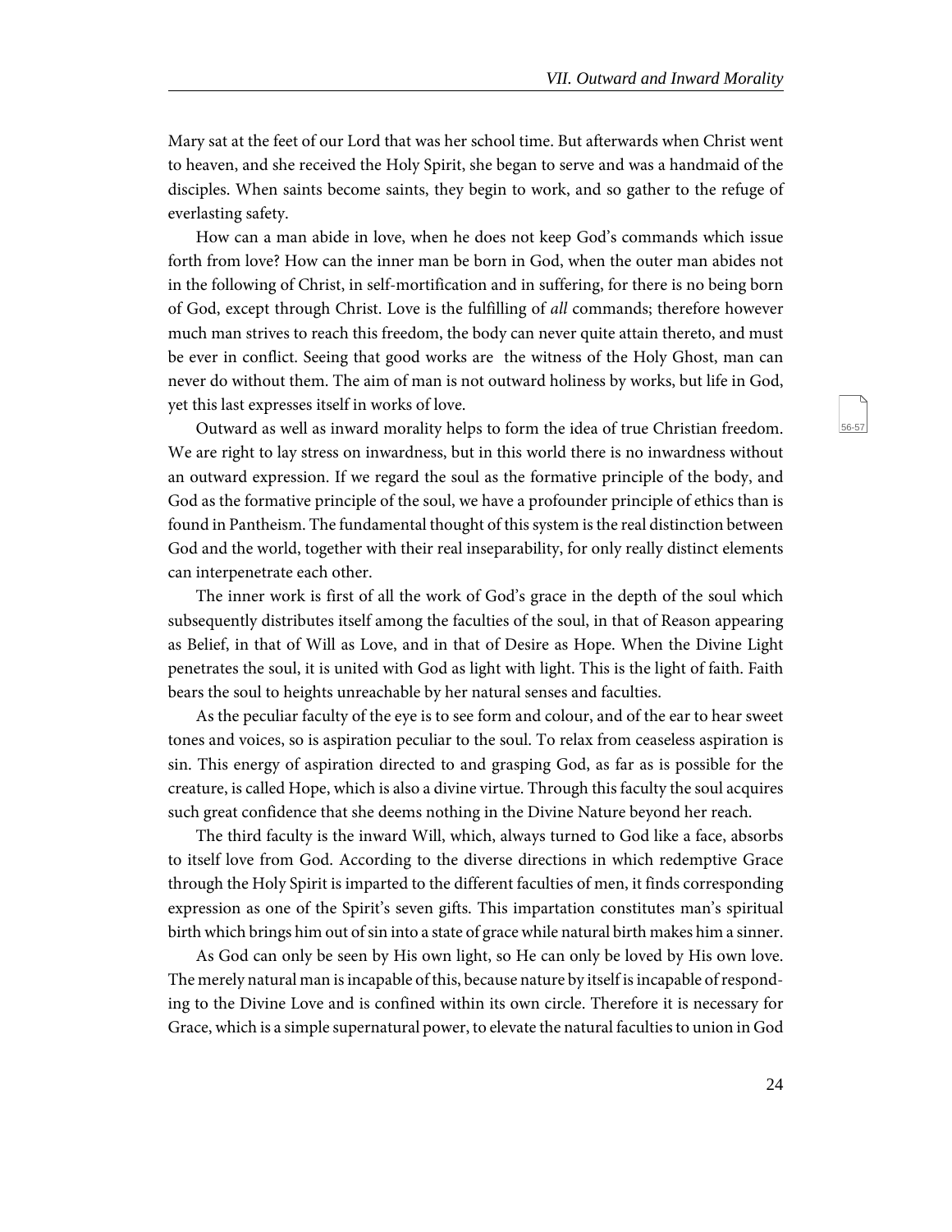Mary sat at the feet of our Lord that was her school time. But afterwards when Christ went to heaven, and she received the Holy Spirit, she began to serve and was a handmaid of the disciples. When saints become saints, they begin to work, and so gather to the refuge of everlasting safety.

How can a man abide in love, when he does not keep God's commands which issue forth from love? How can the inner man be born in God, when the outer man abides not in the following of Christ, in self-mortification and in suffering, for there is no being born of God, except through Christ. Love is the fulfilling of *all* commands; therefore however much man strives to reach this freedom, the body can never quite attain thereto, and must be ever in conflict. Seeing that good works are the witness of the Holy Ghost, man can never do without them. The aim of man is not outward holiness by works, but life in God, yet this last expresses itself in works of love.

Outward as well as inward morality helps to form the idea of true Christian freedom. We are right to lay stress on inwardness, but in this world there is no inwardness without an outward expression. If we regard the soul as the formative principle of the body, and God as the formative principle of the soul, we have a profounder principle of ethics than is found in Pantheism. The fundamental thought of this system is the real distinction between God and the world, together with their real inseparability, for only really distinct elements can interpenetrate each other.

The inner work is first of all the work of God's grace in the depth of the soul which subsequently distributes itself among the faculties of the soul, in that of Reason appearing as Belief, in that of Will as Love, and in that of Desire as Hope. When the Divine Light penetrates the soul, it is united with God as light with light. This is the light of faith. Faith bears the soul to heights unreachable by her natural senses and faculties.

As the peculiar faculty of the eye is to see form and colour, and of the ear to hear sweet tones and voices, so is aspiration peculiar to the soul. To relax from ceaseless aspiration is sin. This energy of aspiration directed to and grasping God, as far as is possible for the creature, is called Hope, which is also a divine virtue. Through this faculty the soul acquires such great confidence that she deems nothing in the Divine Nature beyond her reach.

The third faculty is the inward Will, which, always turned to God like a face, absorbs to itself love from God. According to the diverse directions in which redemptive Grace through the Holy Spirit is imparted to the different faculties of men, it finds corresponding expression as one of the Spirit's seven gifts. This impartation constitutes man's spiritual birth which brings him out of sin into a state of grace while natural birth makes him a sinner.

As God can only be seen by His own light, so He can only be loved by His own love. The merely natural man is incapable of this, because nature by itself is incapable of responding to the Divine Love and is confined within its own circle. Therefore it is necessary for Grace, which is a simple supernatural power, to elevate the natural faculties to union in God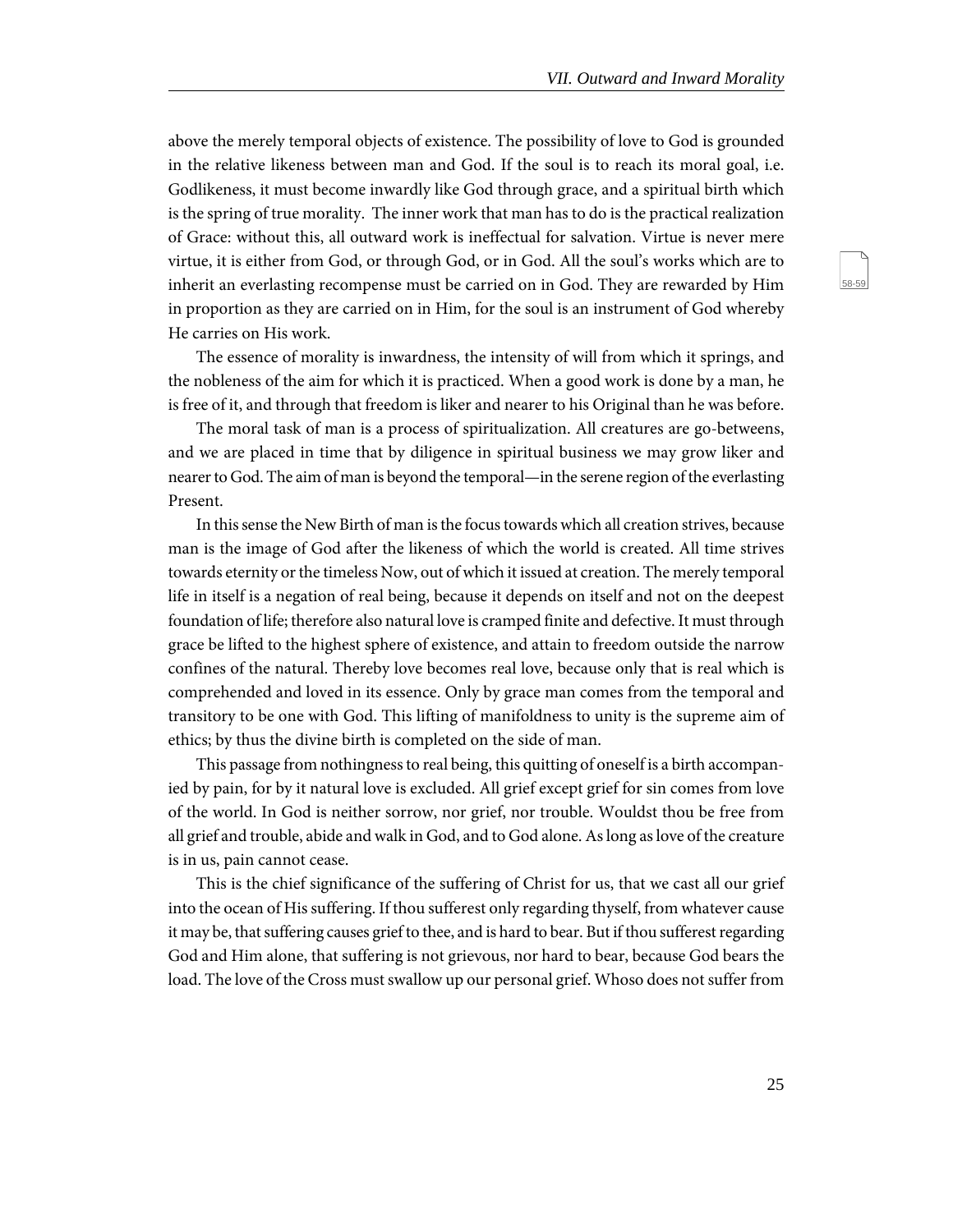above the merely temporal objects of existence. The possibility of love to God is grounded in the relative likeness between man and God. If the soul is to reach its moral goal, i.e. Godlikeness, it must become inwardly like God through grace, and a spiritual birth which is the spring of true morality. The inner work that man has to do is the practical realization of Grace: without this, all outward work is ineffectual for salvation. Virtue is never mere virtue, it is either from God, or through God, or in God. All the soul's works which are to inherit an everlasting recompense must be carried on in God. They are rewarded by Him in proportion as they are carried on in Him, for the soul is an instrument of God whereby He carries on His work.

The essence of morality is inwardness, the intensity of will from which it springs, and the nobleness of the aim for which it is practiced. When a good work is done by a man, he is free of it, and through that freedom is liker and nearer to his Original than he was before.

The moral task of man is a process of spiritualization. All creatures are go-betweens, and we are placed in time that by diligence in spiritual business we may grow liker and nearer to God. The aim of man is beyond the temporal—in the serene region of the everlasting Present.

In this sense the New Birth of man is the focus towards which all creation strives, because man is the image of God after the likeness of which the world is created. All time strives towards eternity or the timeless Now, out of which it issued at creation. The merely temporal life in itself is a negation of real being, because it depends on itself and not on the deepest foundation of life; therefore also natural love is cramped finite and defective. It must through grace be lifted to the highest sphere of existence, and attain to freedom outside the narrow confines of the natural. Thereby love becomes real love, because only that is real which is comprehended and loved in its essence. Only by grace man comes from the temporal and transitory to be one with God. This lifting of manifoldness to unity is the supreme aim of ethics; by thus the divine birth is completed on the side of man.

This passage from nothingness to real being, this quitting of oneself is a birth accompanied by pain, for by it natural love is excluded. All grief except grief for sin comes from love of the world. In God is neither sorrow, nor grief, nor trouble. Wouldst thou be free from all grief and trouble, abide and walk in God, and to God alone. As long as love of the creature is in us, pain cannot cease.

This is the chief significance of the suffering of Christ for us, that we cast all our grief into the ocean of His suffering. If thou sufferest only regarding thyself, from whatever cause it may be, that suffering causes grief to thee, and is hard to bear. But if thou sufferest regarding God and Him alone, that suffering is not grievous, nor hard to bear, because God bears the load. The love of the Cross must swallow up our personal grief. Whoso does not suffer from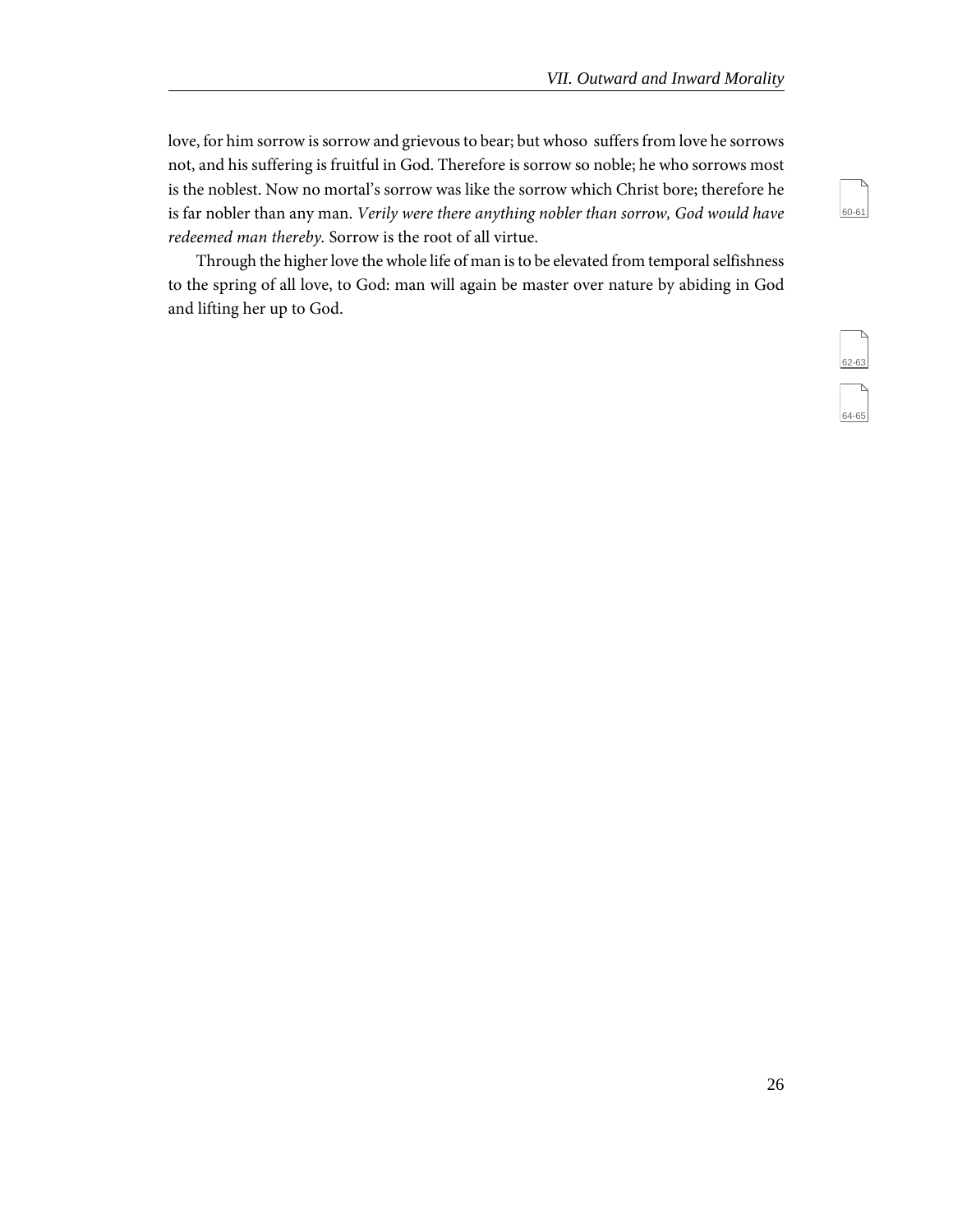love, for him sorrow is sorrow and grievous to bear; but whoso suffers from love he sorrows not, and his suffering is fruitful in God. Therefore is sorrow so noble; he who sorrows most is the noblest. Now no mortal's sorrow was like the sorrow which Christ bore; therefore he is far nobler than any man. *Verily were there anything nobler than sorrow, God would have redeemed man thereby.* Sorrow is the root of all virtue.

Through the higher love the whole life of man is to be elevated from temporal selfishness to the spring of all love, to God: man will again be master over nature by abiding in God and lifting her up to God.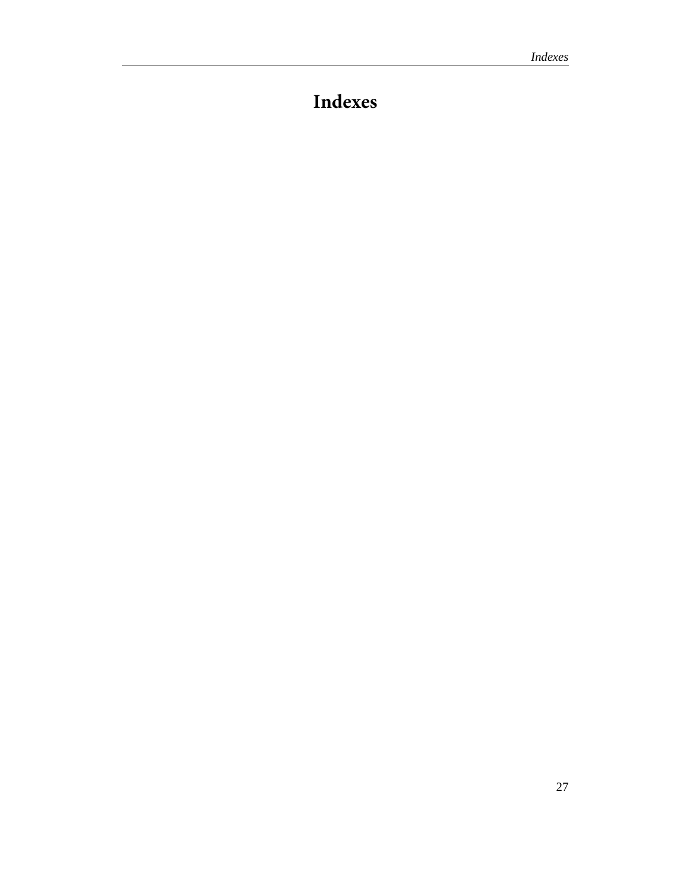# Indexes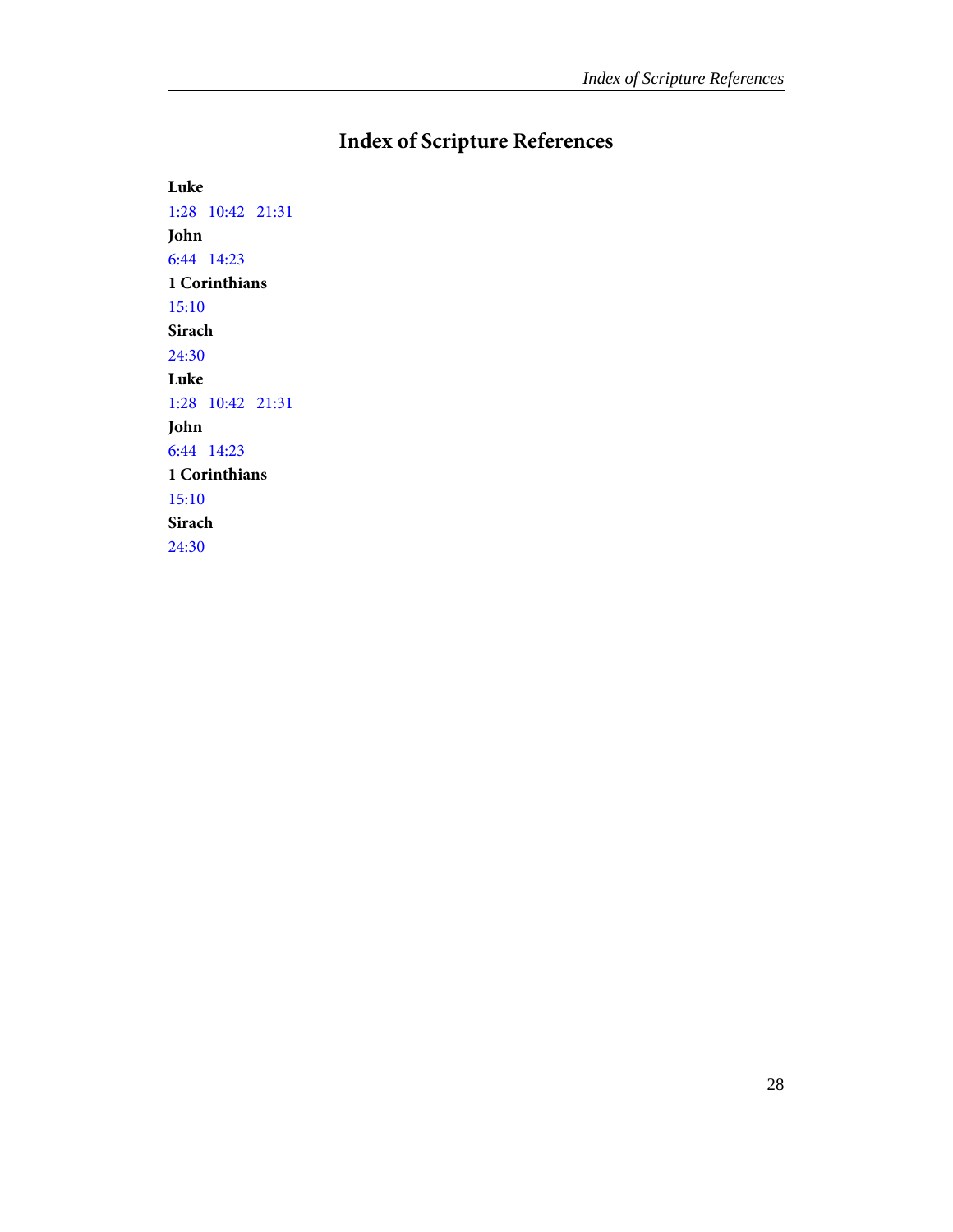# Index of Scripture References

**Luke**

1:28   10:42   21:31

**John**

6:44   14:23

**1 Corinthians**

15:10

**Sirach**

24:30

**Luke**

1:28   10:42   21:31

**John**

6:44   14:23

**1 Corinthians**

15:10

**Sirach**

24:30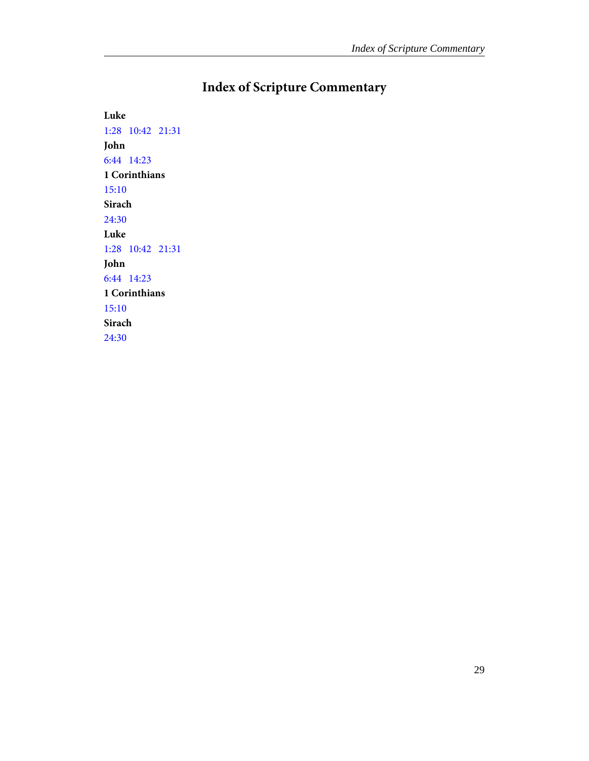# Index of Scripture Commentary

**Luke**

1:28   10:42   21:31

**John**

6:44   14:23

**1 Corinthians**

15:10

**Sirach**

24:30

**Luke**

1:28   10:42   21:31

**John**

6:44   14:23

**1 Corinthians**

15:10

**Sirach**

24:30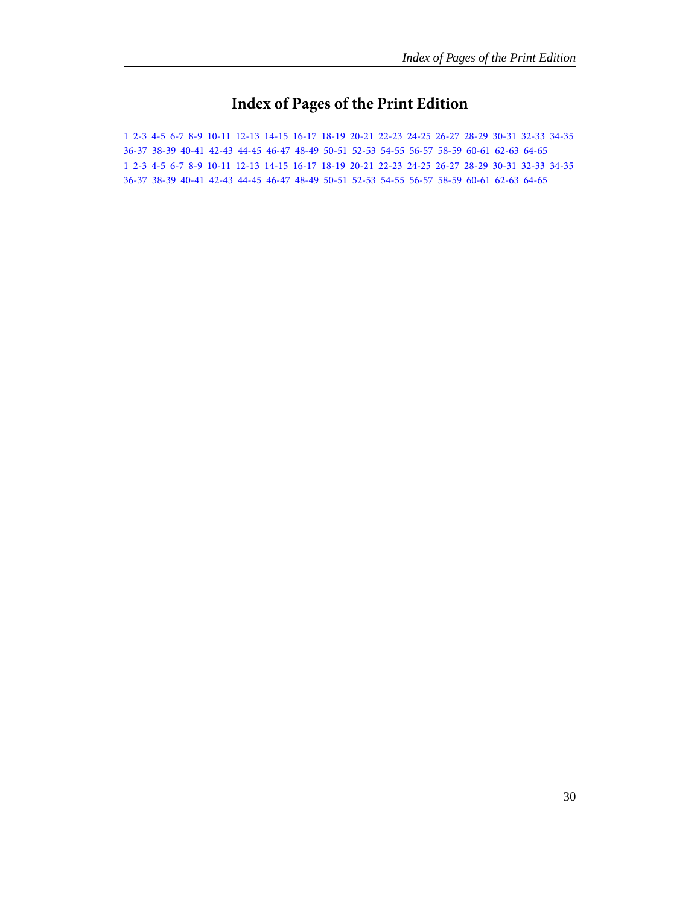# Index of Pages of the Print Edition

1 2-3 4-5 6-7 8-9 10-11 12-13 14-15 16-17 18-19 20-21 22-23 24-25 26-27 28-29 30-31 32-33 34-35
36-37 38-39 40-41 42-43 44-45 46-47 48-49 50-51 52-53 54-55 56-57 58-59 60-61 62-63 64-65
1 2-3 4-5 6-7 8-9 10-11 12-13 14-15 16-17 18-19 20-21 22-23 24-25 26-27 28-29 30-31 32-33 34-35
36-37 38-39 40-41 42-43 44-45 46-47 48-49 50-51 52-53 54-55 56-57 58-59 60-61 62-63 64-65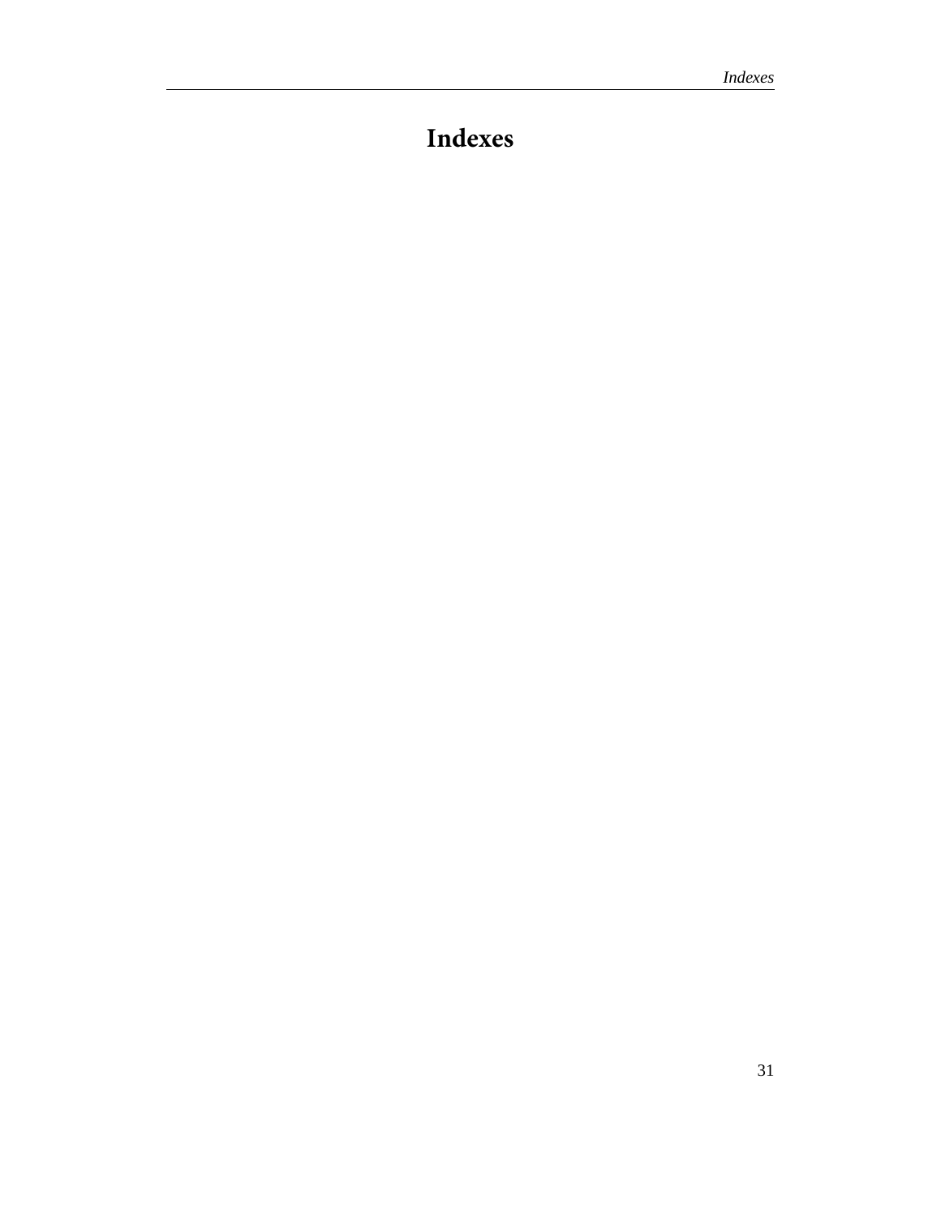# Indexes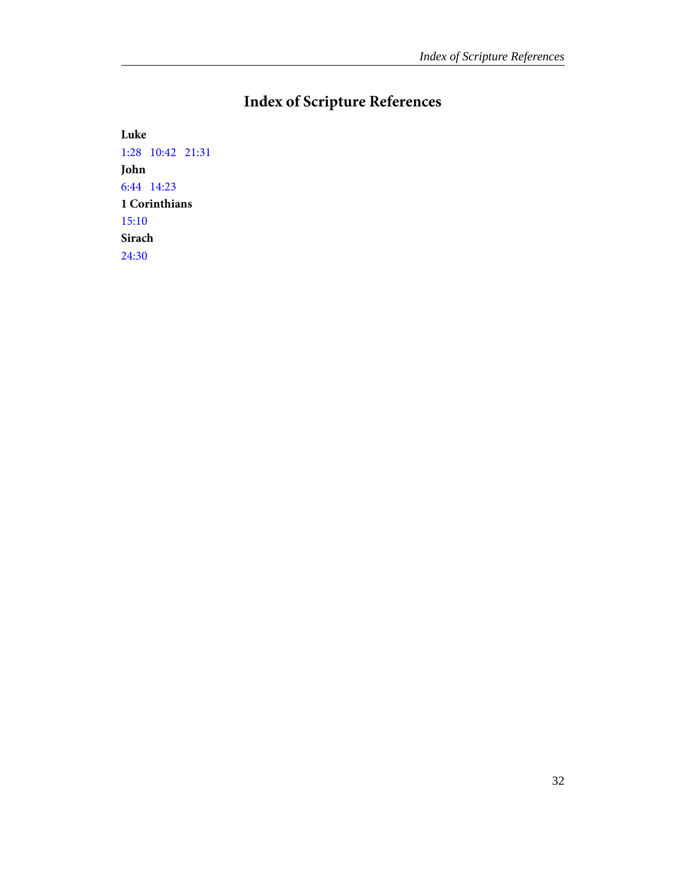# Index of Scripture References

**Luke**

1:28   10:42   21:31

**John**

6:44   14:23

**1 Corinthians**

15:10

**Sirach**

24:30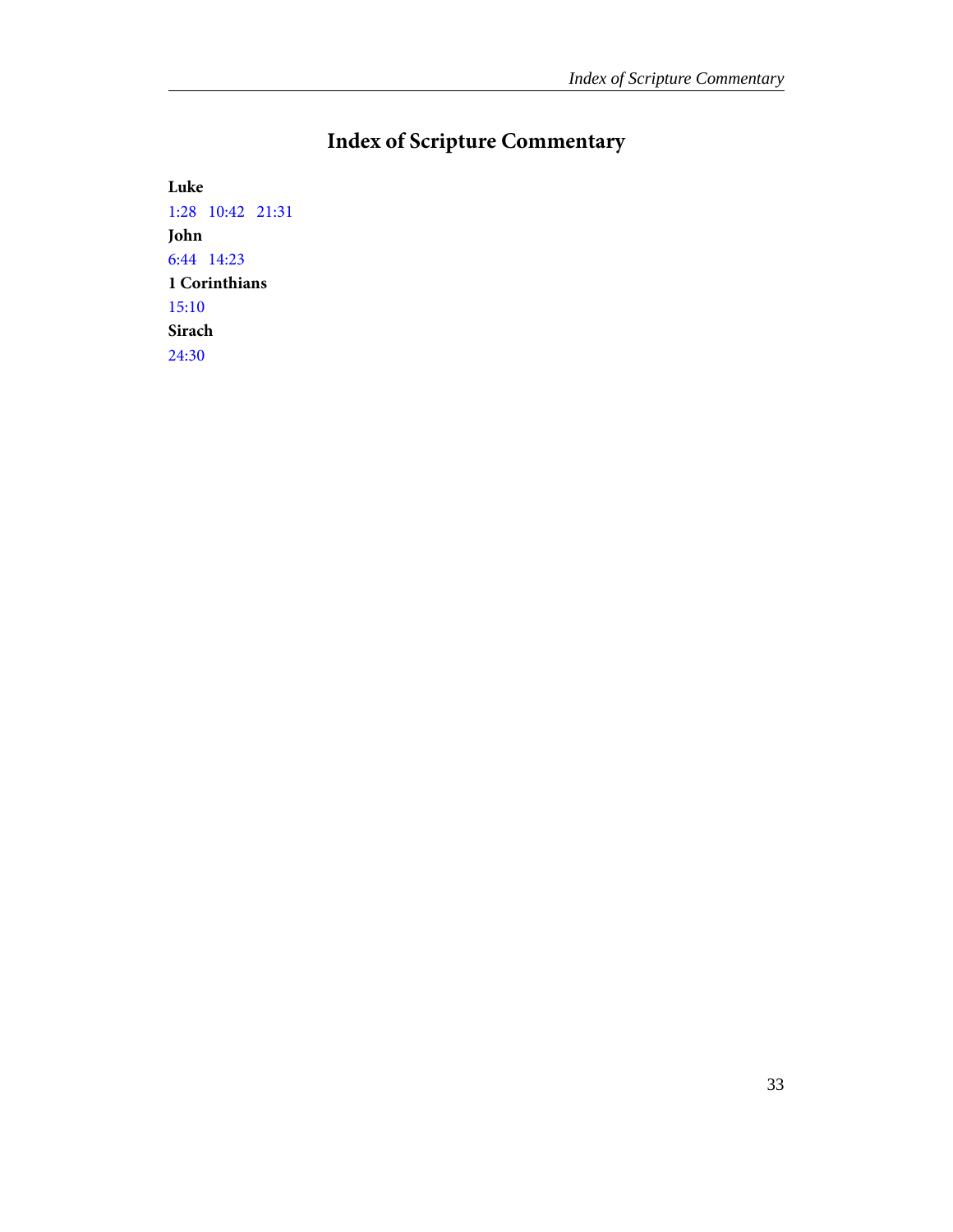# Index of Scripture Commentary

**Luke**

1:28   10:42   21:31

**John**

6:44   14:23

**1 Corinthians**

15:10

**Sirach**

24:30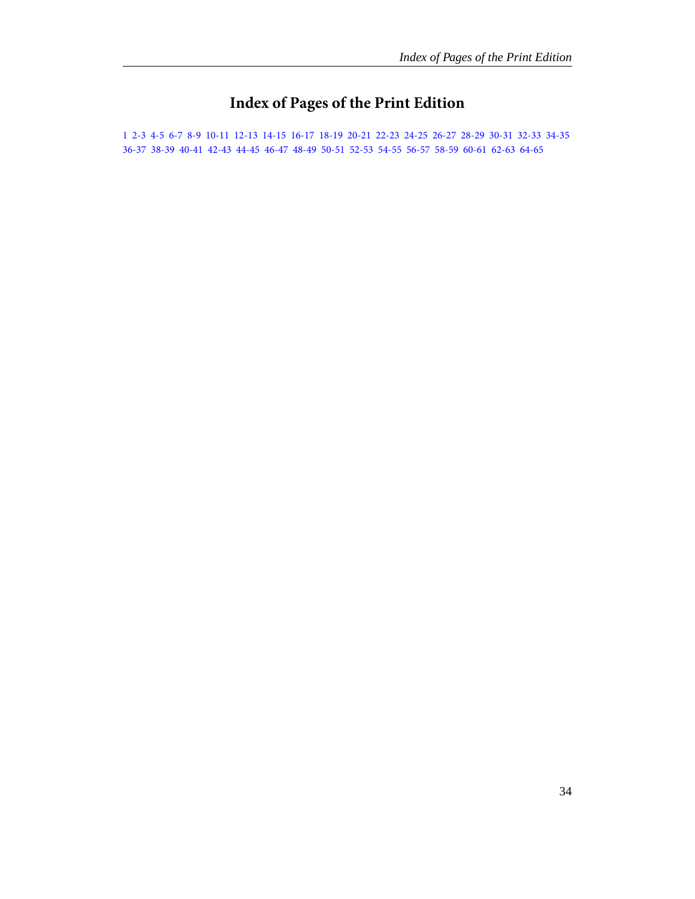# Index of Pages of the Print Edition

1 2-3 4-5 6-7 8-9 10-11 12-13 14-15 16-17 18-19 20-21 22-23 24-25 26-27 28-29 30-31 32-33 34-35 36-37 38-39 40-41 42-43 44-45 46-47 48-49 50-51 52-53 54-55 56-57 58-59 60-61 62-63 64-65